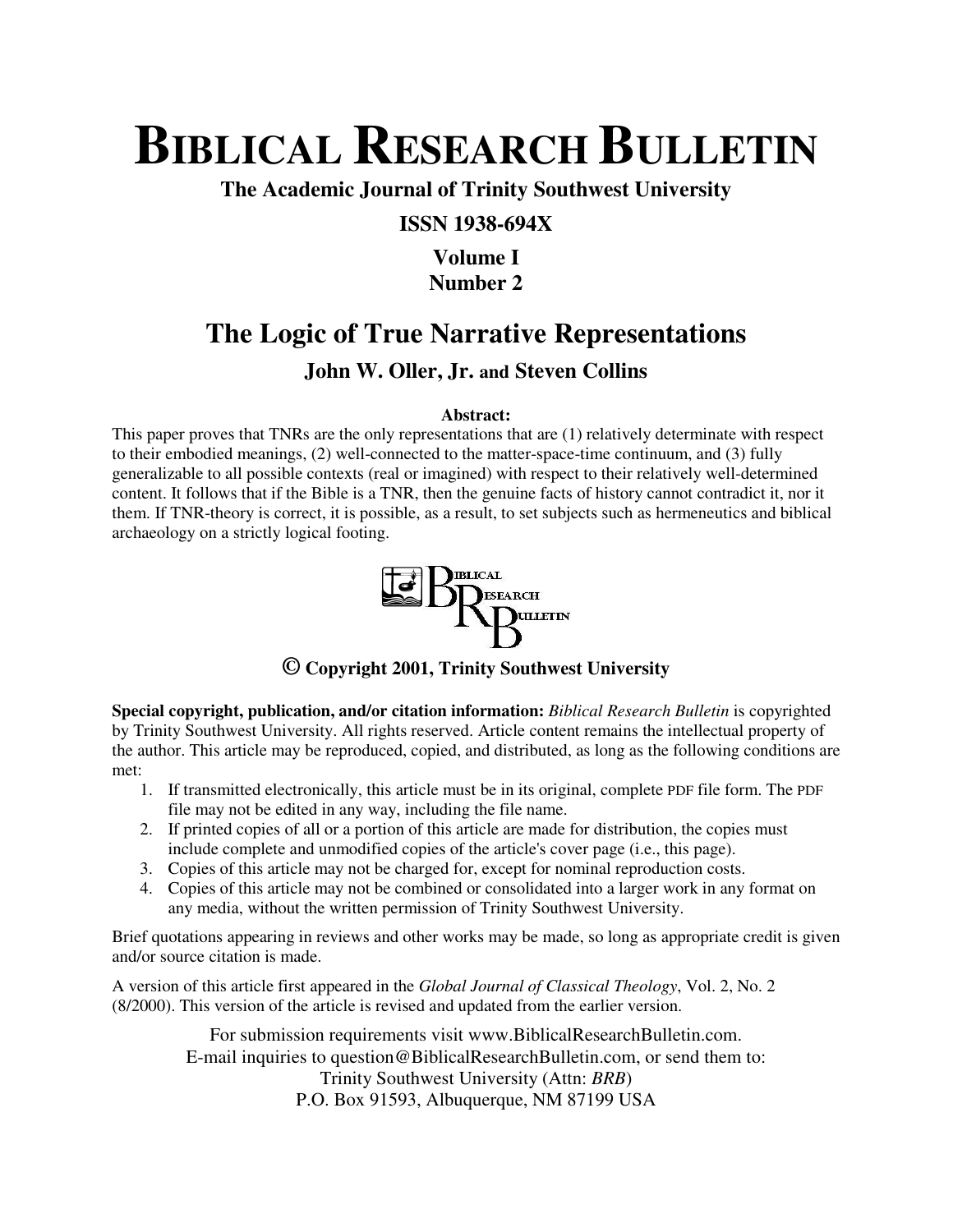# BIBLICAL RESEARCH BULLETIN

**The Academic Journal of Trinity Southwest University**

**ISSN 1938-694X**

**Volume I**
**Number 2**

## The Logic of True Narrative Representations

### John W. Oller, Jr. and Steven Collins

**Abstract:**

This paper proves that TNRs are the only representations that are (1) relatively determinate with respect to their embodied meanings, (2) well-connected to the matter-space-time continuum, and (3) fully generalizable to all possible contexts (real or imagined) with respect to their relatively well-determined content. It follows that if the Bible is a TNR, then the genuine facts of history cannot contradict it, nor it them. If TNR-theory is correct, it is possible, as a result, to set subjects such as hermeneutics and biblical archaeology on a strictly logical footing.

**© Copyright 2001, Trinity Southwest University**

**Special copyright, publication, and/or citation information:** *Biblical Research Bulletin* is copyrighted by Trinity Southwest University. All rights reserved. Article content remains the intellectual property of the author. This article may be reproduced, copied, and distributed, as long as the following conditions are met:

1. If transmitted electronically, this article must be in its original, complete PDF file form. The PDF file may not be edited in any way, including the file name.
2. If printed copies of all or a portion of this article are made for distribution, the copies must include complete and unmodified copies of the article's cover page (i.e., this page).
3. Copies of this article may not be charged for, except for nominal reproduction costs.
4. Copies of this article may not be combined or consolidated into a larger work in any format on any media, without the written permission of Trinity Southwest University.

Brief quotations appearing in reviews and other works may be made, so long as appropriate credit is given and/or source citation is made.

A version of this article first appeared in the *Global Journal of Classical Theology*, Vol. 2, No. 2 (8/2000). This version of the article is revised and updated from the earlier version.

For submission requirements visit www.BiblicalResearchBulletin.com.
E-mail inquiries to question@BiblicalResearchBulletin.com, or send them to:
Trinity Southwest University (Attn: *BRB*)
P.O. Box 91593, Albuquerque, NM 87199 USA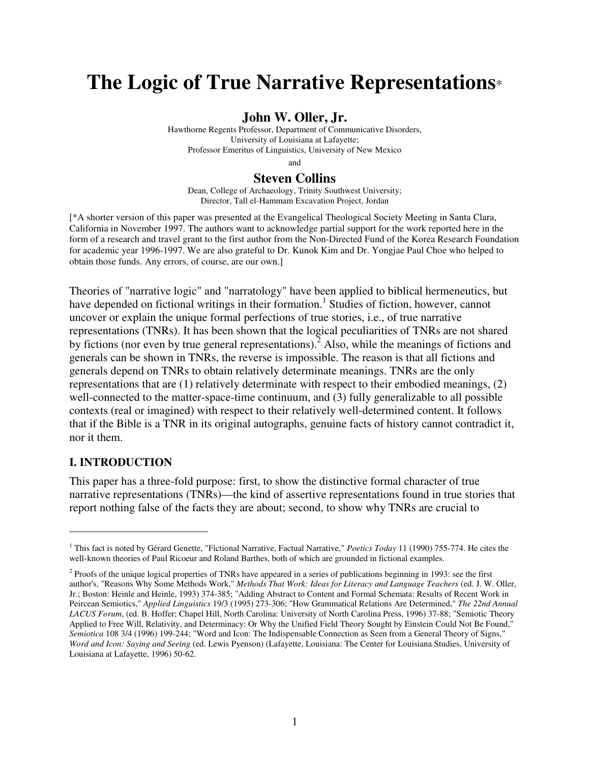# The Logic of True Narrative Representations*

**John W. Oller, Jr.**

Hawthorne Regents Professor, Department of Communicative Disorders,
University of Louisiana at Lafayette;
Professor Emeritus of Linguistics, University of New Mexico

and

**Steven Collins**

Dean, College of Archaeology, Trinity Southwest University;
Director, Tall el-Hammam Excavation Project, Jordan

[*A shorter version of this paper was presented at the Evangelical Theological Society Meeting in Santa Clara, California in November 1997. The authors want to acknowledge partial support for the work reported here in the form of a research and travel grant to the first author from the Non-Directed Fund of the Korea Research Foundation for academic year 1996-1997. We are also grateful to Dr. Kunok Kim and Dr. Yongjae Paul Choe who helped to obtain those funds. Any errors, of course, are our own.]

Theories of "narrative logic" and "narratology" have been applied to biblical hermeneutics, but have depended on fictional writings in their formation.[1] Studies of fiction, however, cannot uncover or explain the unique formal perfections of true stories, i.e., of true narrative representations (TNRs). It has been shown that the logical peculiarities of TNRs are not shared by fictions (nor even by true general representations).[2] Also, while the meanings of fictions and generals can be shown in TNRs, the reverse is impossible. The reason is that all fictions and generals depend on TNRs to obtain relatively determinate meanings. TNRs are the only representations that are (1) relatively determinate with respect to their embodied meanings, (2) well-connected to the matter-space-time continuum, and (3) fully generalizable to all possible contexts (real or imagined) with respect to their relatively well-determined content. It follows that if the Bible is a TNR in its original autographs, genuine facts of history cannot contradict it, nor it them.

## I. INTRODUCTION

This paper has a three-fold purpose: first, to show the distinctive formal character of true narrative representations (TNRs)—the kind of assertive representations found in true stories that report nothing false of the facts they are about; second, to show why TNRs are crucial to

---

[1] This fact is noted by Gérard Genette, "Fictional Narrative, Factual Narrative," *Poetics Today* 11 (1990) 755-774. He cites the well-known theories of Paul Ricoeur and Roland Barthes, both of which are grounded in fictional examples.

[2] Proofs of the unique logical properties of TNRs have appeared in a series of publications beginning in 1993: see the first author's, "Reasons Why Some Methods Work," *Methods That Work: Ideas for Literacy and Language Teachers* (ed. J. W. Oller, Jr.; Boston: Heinle and Heinle, 1993) 374-385; "Adding Abstract to Content and Formal Schemata: Results of Recent Work in Peircean Semiotics," *Applied Linguistics* 19/3 (1995) 273-306; "How Grammatical Relations Are Determined," *The 22nd Annual LACUS Forum*, (ed. B. Hoffer; Chapel Hill, North Carolina: University of North Carolina Press, 1996) 37-88; "Semiotic Theory Applied to Free Will, Relativity, and Determinacy: Or Why the Unified Field Theory Sought by Einstein Could Not Be Found," *Semiotica* 108 3/4 (1996) 199-244; "Word and Icon: The Indispensable Connection as Seen from a General Theory of Signs," *Word and Icon: Saying and Seeing* (ed. Lewis Pyenson) (Lafayette, Louisiana: The Center for Louisiana Studies, University of Louisiana at Lafayette, 1996) 50-62.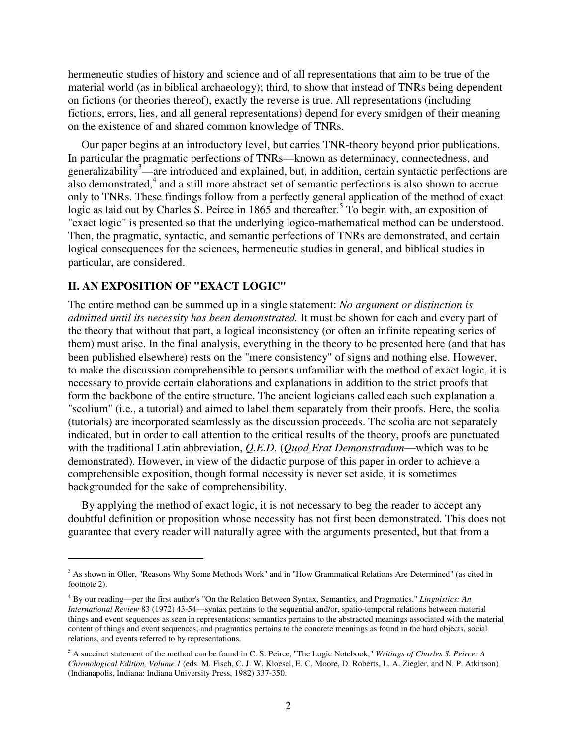hermeneutic studies of history and science and of all representations that aim to be true of the material world (as in biblical archaeology); third, to show that instead of TNRs being dependent on fictions (or theories thereof), exactly the reverse is true. All representations (including fictions, errors, lies, and all general representations) depend for every smidgen of their meaning on the existence of and shared common knowledge of TNRs.

Our paper begins at an introductory level, but carries TNR-theory beyond prior publications. In particular the pragmatic perfections of TNRs—known as determinacy, connectedness, and generalizability[3]—are introduced and explained, but, in addition, certain syntactic perfections are also demonstrated,[4] and a still more abstract set of semantic perfections is also shown to accrue only to TNRs. These findings follow from a perfectly general application of the method of exact logic as laid out by Charles S. Peirce in 1865 and thereafter.[5] To begin with, an exposition of "exact logic" is presented so that the underlying logico-mathematical method can be understood. Then, the pragmatic, syntactic, and semantic perfections of TNRs are demonstrated, and certain logical consequences for the sciences, hermeneutic studies in general, and biblical studies in particular, are considered.

## II. AN EXPOSITION OF "EXACT LOGIC"

The entire method can be summed up in a single statement: *No argument or distinction is admitted until its necessity has been demonstrated.* It must be shown for each and every part of the theory that without that part, a logical inconsistency (or often an infinite repeating series of them) must arise. In the final analysis, everything in the theory to be presented here (and that has been published elsewhere) rests on the "mere consistency" of signs and nothing else. However, to make the discussion comprehensible to persons unfamiliar with the method of exact logic, it is necessary to provide certain elaborations and explanations in addition to the strict proofs that form the backbone of the entire structure. The ancient logicians called each such explanation a "scolium" (i.e., a tutorial) and aimed to label them separately from their proofs. Here, the scolia (tutorials) are incorporated seamlessly as the discussion proceeds. The scolia are not separately indicated, but in order to call attention to the critical results of the theory, proofs are punctuated with the traditional Latin abbreviation, *Q.E.D.* (*Quod Erat Demonstradum*—which was to be demonstrated). However, in view of the didactic purpose of this paper in order to achieve a comprehensible exposition, though formal necessity is never set aside, it is sometimes backgrounded for the sake of comprehensibility.

By applying the method of exact logic, it is not necessary to beg the reader to accept any doubtful definition or proposition whose necessity has not first been demonstrated. This does not guarantee that every reader will naturally agree with the arguments presented, but that from a

---

[3] As shown in Oller, "Reasons Why Some Methods Work" and in "How Grammatical Relations Are Determined" (as cited in footnote 2).

[4] By our reading—per the first author's "On the Relation Between Syntax, Semantics, and Pragmatics," *Linguistics: An International Review* 83 (1972) 43-54—syntax pertains to the sequential and/or, spatio-temporal relations between material things and event sequences as seen in representations; semantics pertains to the abstracted meanings associated with the material content of things and event sequences; and pragmatics pertains to the concrete meanings as found in the hard objects, social relations, and events referred to by representations.

[5] A succinct statement of the method can be found in C. S. Peirce, "The Logic Notebook," *Writings of Charles S. Peirce: A Chronological Edition, Volume 1* (eds. M. Fisch, C. J. W. Kloesel, E. C. Moore, D. Roberts, L. A. Ziegler, and N. P. Atkinson) (Indianapolis, Indiana: Indiana University Press, 1982) 337-350.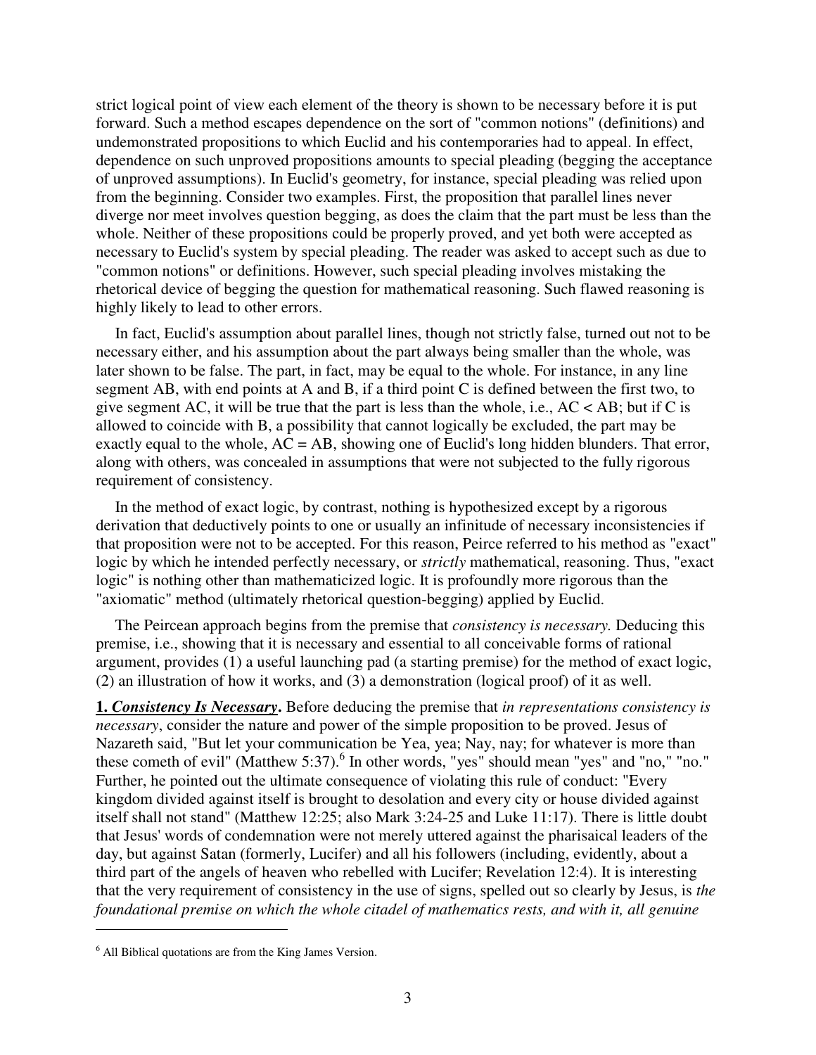strict logical point of view each element of the theory is shown to be necessary before it is put forward. Such a method escapes dependence on the sort of "common notions" (definitions) and undemonstrated propositions to which Euclid and his contemporaries had to appeal. In effect, dependence on such unproved propositions amounts to special pleading (begging the acceptance of unproved assumptions). In Euclid's geometry, for instance, special pleading was relied upon from the beginning. Consider two examples. First, the proposition that parallel lines never diverge nor meet involves question begging, as does the claim that the part must be less than the whole. Neither of these propositions could be properly proved, and yet both were accepted as necessary to Euclid's system by special pleading. The reader was asked to accept such as due to "common notions" or definitions. However, such special pleading involves mistaking the rhetorical device of begging the question for mathematical reasoning. Such flawed reasoning is highly likely to lead to other errors.

In fact, Euclid's assumption about parallel lines, though not strictly false, turned out not to be necessary either, and his assumption about the part always being smaller than the whole, was later shown to be false. The part, in fact, may be equal to the whole. For instance, in any line segment AB, with end points at A and B, if a third point C is defined between the first two, to give segment AC, it will be true that the part is less than the whole, i.e., $AC < AB$; but if C is allowed to coincide with B, a possibility that cannot logically be excluded, the part may be exactly equal to the whole, $AC = AB$, showing one of Euclid's long hidden blunders. That error, along with others, was concealed in assumptions that were not subjected to the fully rigorous requirement of consistency.

In the method of exact logic, by contrast, nothing is hypothesized except by a rigorous derivation that deductively points to one or usually an infinitude of necessary inconsistencies if that proposition were not to be accepted. For this reason, Peirce referred to his method as "exact" logic by which he intended perfectly necessary, or *strictly* mathematical, reasoning. Thus, "exact logic" is nothing other than mathematicized logic. It is profoundly more rigorous than the "axiomatic" method (ultimately rhetorical question-begging) applied by Euclid.

The Peircean approach begins from the premise that *consistency is necessary.* Deducing this premise, i.e., showing that it is necessary and essential to all conceivable forms of rational argument, provides (1) a useful launching pad (a starting premise) for the method of exact logic, (2) an illustration of how it works, and (3) a demonstration (logical proof) of it as well.

**1. *Consistency Is Necessary*.** Before deducing the premise that *in representations consistency is necessary*, consider the nature and power of the simple proposition to be proved. Jesus of Nazareth said, "But let your communication be Yea, yea; Nay, nay; for whatever is more than these cometh of evil" (Matthew 5:37).[6] In other words, "yes" should mean "yes" and "no," "no." Further, he pointed out the ultimate consequence of violating this rule of conduct: "Every kingdom divided against itself is brought to desolation and every city or house divided against itself shall not stand" (Matthew 12:25; also Mark 3:24-25 and Luke 11:17). There is little doubt that Jesus' words of condemnation were not merely uttered against the pharisaical leaders of the day, but against Satan (formerly, Lucifer) and all his followers (including, evidently, about a third part of the angels of heaven who rebelled with Lucifer; Revelation 12:4). It is interesting that the very requirement of consistency in the use of signs, spelled out so clearly by Jesus, is *the foundational premise on which the whole citadel of mathematics rests, and with it, all genuine*

[6] All Biblical quotations are from the King James Version.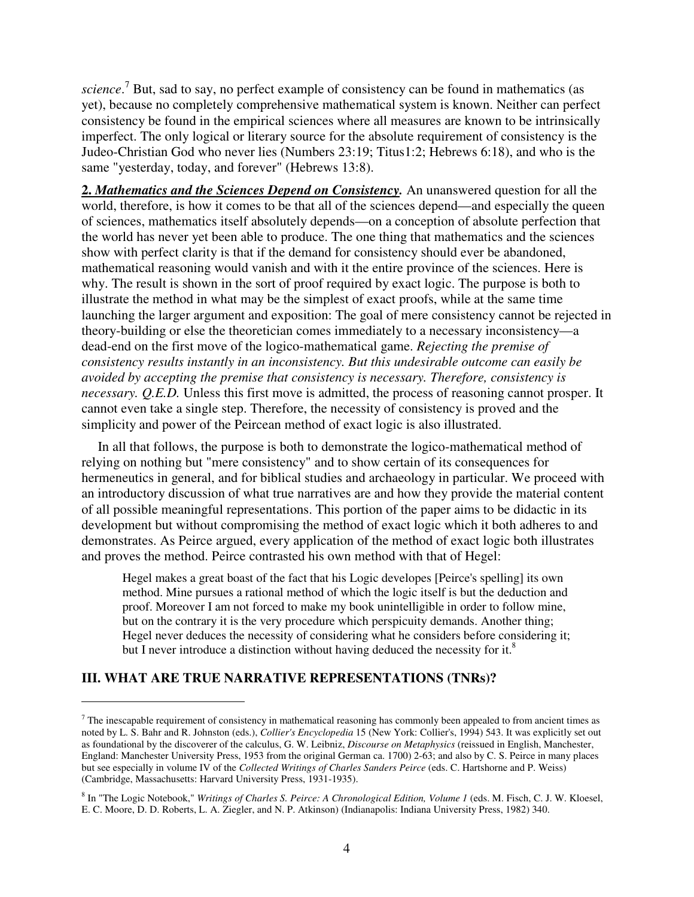*science*.[7] But, sad to say, no perfect example of consistency can be found in mathematics (as yet), because no completely comprehensive mathematical system is known. Neither can perfect consistency be found in the empirical sciences where all measures are known to be intrinsically imperfect. The only logical or literary source for the absolute requirement of consistency is the Judeo-Christian God who never lies (Numbers 23:19; Titus1:2; Hebrews 6:18), and who is the same "yesterday, today, and forever" (Hebrews 13:8).

**2.** ***Mathematics and the Sciences Depend on Consistency.*** An unanswered question for all the world, therefore, is how it comes to be that all of the sciences depend—and especially the queen of sciences, mathematics itself absolutely depends—on a conception of absolute perfection that the world has never yet been able to produce. The one thing that mathematics and the sciences show with perfect clarity is that if the demand for consistency should ever be abandoned, mathematical reasoning would vanish and with it the entire province of the sciences. Here is why. The result is shown in the sort of proof required by exact logic. The purpose is both to illustrate the method in what may be the simplest of exact proofs, while at the same time launching the larger argument and exposition: The goal of mere consistency cannot be rejected in theory-building or else the theoretician comes immediately to a necessary inconsistency—a dead-end on the first move of the logico-mathematical game. *Rejecting the premise of consistency results instantly in an inconsistency. But this undesirable outcome can easily be avoided by accepting the premise that consistency is necessary. Therefore, consistency is necessary. Q.E.D.* Unless this first move is admitted, the process of reasoning cannot prosper. It cannot even take a single step. Therefore, the necessity of consistency is proved and the simplicity and power of the Peircean method of exact logic is also illustrated.

In all that follows, the purpose is both to demonstrate the logico-mathematical method of relying on nothing but "mere consistency" and to show certain of its consequences for hermeneutics in general, and for biblical studies and archaeology in particular. We proceed with an introductory discussion of what true narratives are and how they provide the material content of all possible meaningful representations. This portion of the paper aims to be didactic in its development but without compromising the method of exact logic which it both adheres to and demonstrates. As Peirce argued, every application of the method of exact logic both illustrates and proves the method. Peirce contrasted his own method with that of Hegel:

> Hegel makes a great boast of the fact that his Logic developes [Peirce's spelling] its own method. Mine pursues a rational method of which the logic itself is but the deduction and proof. Moreover I am not forced to make my book unintelligible in order to follow mine, but on the contrary it is the very procedure which perspicuity demands. Another thing; Hegel never deduces the necessity of considering what he considers before considering it; but I never introduce a distinction without having deduced the necessity for it.[8]

## III. WHAT ARE TRUE NARRATIVE REPRESENTATIONS (TNRs)?

---

[7] The inescapable requirement of consistency in mathematical reasoning has commonly been appealed to from ancient times as noted by L. S. Bahr and R. Johnston (eds.), *Collier's Encyclopedia* 15 (New York: Collier's, 1994) 543. It was explicitly set out as foundational by the discoverer of the calculus, G. W. Leibniz, *Discourse on Metaphysics* (reissued in English, Manchester, England: Manchester University Press, 1953 from the original German ca. 1700) 2-63; and also by C. S. Peirce in many places but see especially in volume IV of the *Collected Writings of Charles Sanders Peirce* (eds. C. Hartshorne and P. Weiss) (Cambridge, Massachusetts: Harvard University Press, 1931-1935).

[8] In "The Logic Notebook," *Writings of Charles S. Peirce: A Chronological Edition, Volume 1* (eds. M. Fisch, C. J. W. Kloesel, E. C. Moore, D. D. Roberts, L. A. Ziegler, and N. P. Atkinson) (Indianapolis: Indiana University Press, 1982) 340.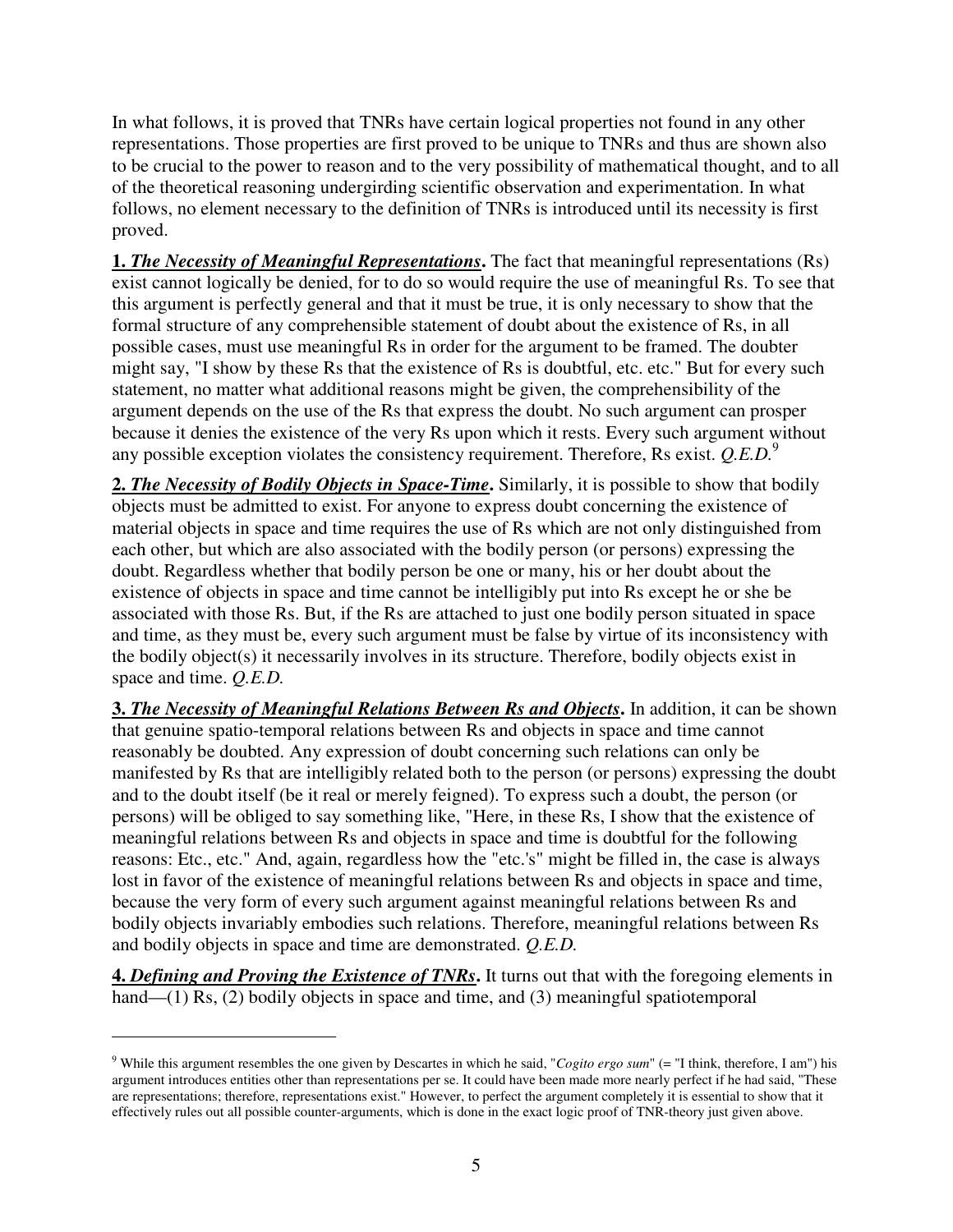In what follows, it is proved that TNRs have certain logical properties not found in any other representations. Those properties are first proved to be unique to TNRs and thus are shown also to be crucial to the power to reason and to the very possibility of mathematical thought, and to all of the theoretical reasoning undergirding scientific observation and experimentation. In what follows, no element necessary to the definition of TNRs is introduced until its necessity is first proved.

**1.** ***The Necessity of Meaningful Representations*.** The fact that meaningful representations (Rs) exist cannot logically be denied, for to do so would require the use of meaningful Rs. To see that this argument is perfectly general and that it must be true, it is only necessary to show that the formal structure of any comprehensible statement of doubt about the existence of Rs, in all possible cases, must use meaningful Rs in order for the argument to be framed. The doubter might say, "I show by these Rs that the existence of Rs is doubtful, etc. etc." But for every such statement, no matter what additional reasons might be given, the comprehensibility of the argument depends on the use of the Rs that express the doubt. No such argument can prosper because it denies the existence of the very Rs upon which it rests. Every such argument without any possible exception violates the consistency requirement. Therefore, Rs exist. *Q.E.D.*[9]

**2.** ***The Necessity of Bodily Objects in Space-Time*.** Similarly, it is possible to show that bodily objects must be admitted to exist. For anyone to express doubt concerning the existence of material objects in space and time requires the use of Rs which are not only distinguished from each other, but which are also associated with the bodily person (or persons) expressing the doubt. Regardless whether that bodily person be one or many, his or her doubt about the existence of objects in space and time cannot be intelligibly put into Rs except he or she be associated with those Rs. But, if the Rs are attached to just one bodily person situated in space and time, as they must be, every such argument must be false by virtue of its inconsistency with the bodily object(s) it necessarily involves in its structure. Therefore, bodily objects exist in space and time. *Q.E.D.*

**3.** ***The Necessity of Meaningful Relations Between Rs and Objects*.** In addition, it can be shown that genuine spatio-temporal relations between Rs and objects in space and time cannot reasonably be doubted. Any expression of doubt concerning such relations can only be manifested by Rs that are intelligibly related both to the person (or persons) expressing the doubt and to the doubt itself (be it real or merely feigned). To express such a doubt, the person (or persons) will be obliged to say something like, "Here, in these Rs, I show that the existence of meaningful relations between Rs and objects in space and time is doubtful for the following reasons: Etc., etc." And, again, regardless how the "etc.'s" might be filled in, the case is always lost in favor of the existence of meaningful relations between Rs and objects in space and time, because the very form of every such argument against meaningful relations between Rs and bodily objects invariably embodies such relations. Therefore, meaningful relations between Rs and bodily objects in space and time are demonstrated. *Q.E.D.*

**4.** ***Defining and Proving the Existence of TNRs*.** It turns out that with the foregoing elements in hand—(1) Rs, (2) bodily objects in space and time, and (3) meaningful spatiotemporal

---

[9] While this argument resembles the one given by Descartes in which he said, "*Cogito ergo sum*" (= "I think, therefore, I am") his argument introduces entities other than representations per se. It could have been made more nearly perfect if he had said, "These are representations; therefore, representations exist." However, to perfect the argument completely it is essential to show that it effectively rules out all possible counter-arguments, which is done in the exact logic proof of TNR-theory just given above.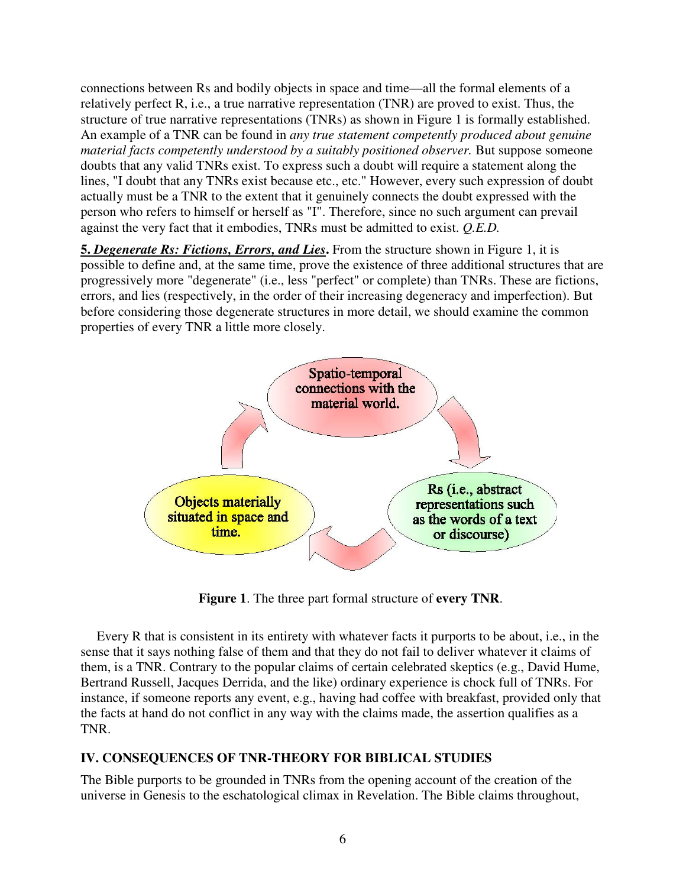connections between Rs and bodily objects in space and time—all the formal elements of a relatively perfect R, i.e., a true narrative representation (TNR) are proved to exist. Thus, the structure of true narrative representations (TNRs) as shown in Figure 1 is formally established. An example of a TNR can be found in *any true statement competently produced about genuine material facts competently understood by a suitably positioned observer.* But suppose someone doubts that any valid TNRs exist. To express such a doubt will require a statement along the lines, "I doubt that any TNRs exist because etc., etc." However, every such expression of doubt actually must be a TNR to the extent that it genuinely connects the doubt expressed with the person who refers to himself or herself as "I". Therefore, since no such argument can prevail against the very fact that it embodies, TNRs must be admitted to exist. *Q.E.D.*

**5. *Degenerate Rs: Fictions, Errors, and Lies*.** From the structure shown in Figure 1, it is possible to define and, at the same time, prove the existence of three additional structures that are progressively more "degenerate" (i.e., less "perfect" or complete) than TNRs. These are fictions, errors, and lies (respectively, in the order of their increasing degeneracy and imperfection). But before considering those degenerate structures in more detail, we should examine the common properties of every TNR a little more closely.

Spatio-temporal connections with the material world.

Rs (i.e., abstract representations such as the words of a text or discourse)

Objects materially situated in space and time.

**Figure 1**. The three part formal structure of **every TNR**.

Every R that is consistent in its entirety with whatever facts it purports to be about, i.e., in the sense that it says nothing false of them and that they do not fail to deliver whatever it claims of them, is a TNR. Contrary to the popular claims of certain celebrated skeptics (e.g., David Hume, Bertrand Russell, Jacques Derrida, and the like) ordinary experience is chock full of TNRs. For instance, if someone reports any event, e.g., having had coffee with breakfast, provided only that the facts at hand do not conflict in any way with the claims made, the assertion qualifies as a TNR.

## IV. CONSEQUENCES OF TNR-THEORY FOR BIBLICAL STUDIES

The Bible purports to be grounded in TNRs from the opening account of the creation of the universe in Genesis to the eschatological climax in Revelation. The Bible claims throughout,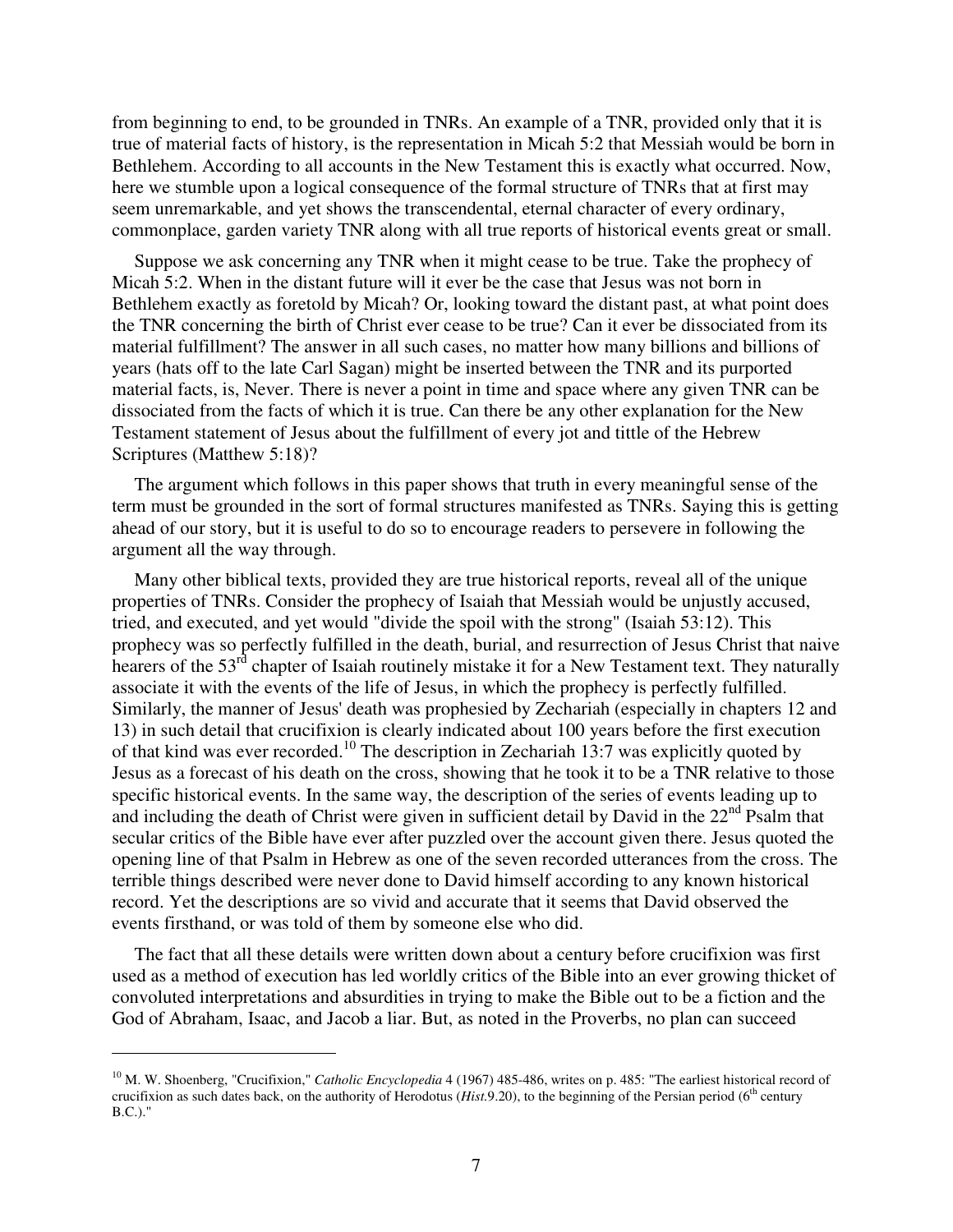from beginning to end, to be grounded in TNRs. An example of a TNR, provided only that it is true of material facts of history, is the representation in Micah 5:2 that Messiah would be born in Bethlehem. According to all accounts in the New Testament this is exactly what occurred. Now, here we stumble upon a logical consequence of the formal structure of TNRs that at first may seem unremarkable, and yet shows the transcendental, eternal character of every ordinary, commonplace, garden variety TNR along with all true reports of historical events great or small.

Suppose we ask concerning any TNR when it might cease to be true. Take the prophecy of Micah 5:2. When in the distant future will it ever be the case that Jesus was not born in Bethlehem exactly as foretold by Micah? Or, looking toward the distant past, at what point does the TNR concerning the birth of Christ ever cease to be true? Can it ever be dissociated from its material fulfillment? The answer in all such cases, no matter how many billions and billions of years (hats off to the late Carl Sagan) might be inserted between the TNR and its purported material facts, is, Never. There is never a point in time and space where any given TNR can be dissociated from the facts of which it is true. Can there be any other explanation for the New Testament statement of Jesus about the fulfillment of every jot and tittle of the Hebrew Scriptures (Matthew 5:18)?

The argument which follows in this paper shows that truth in every meaningful sense of the term must be grounded in the sort of formal structures manifested as TNRs. Saying this is getting ahead of our story, but it is useful to do so to encourage readers to persevere in following the argument all the way through.

Many other biblical texts, provided they are true historical reports, reveal all of the unique properties of TNRs. Consider the prophecy of Isaiah that Messiah would be unjustly accused, tried, and executed, and yet would "divide the spoil with the strong" (Isaiah 53:12). This prophecy was so perfectly fulfilled in the death, burial, and resurrection of Jesus Christ that naive hearers of the 53rd chapter of Isaiah routinely mistake it for a New Testament text. They naturally associate it with the events of the life of Jesus, in which the prophecy is perfectly fulfilled. Similarly, the manner of Jesus' death was prophesied by Zechariah (especially in chapters 12 and 13) in such detail that crucifixion is clearly indicated about 100 years before the first execution of that kind was ever recorded.[10] The description in Zechariah 13:7 was explicitly quoted by Jesus as a forecast of his death on the cross, showing that he took it to be a TNR relative to those specific historical events. In the same way, the description of the series of events leading up to and including the death of Christ were given in sufficient detail by David in the 22nd Psalm that secular critics of the Bible have ever after puzzled over the account given there. Jesus quoted the opening line of that Psalm in Hebrew as one of the seven recorded utterances from the cross. The terrible things described were never done to David himself according to any known historical record. Yet the descriptions are so vivid and accurate that it seems that David observed the events firsthand, or was told of them by someone else who did.

The fact that all these details were written down about a century before crucifixion was first used as a method of execution has led worldly critics of the Bible into an ever growing thicket of convoluted interpretations and absurdities in trying to make the Bible out to be a fiction and the God of Abraham, Isaac, and Jacob a liar. But, as noted in the Proverbs, no plan can succeed

---

[10] M. W. Shoenberg, "Crucifixion," *Catholic Encyclopedia* 4 (1967) 485-486, writes on p. 485: "The earliest historical record of crucifixion as such dates back, on the authority of Herodotus (*Hist.*9.20), to the beginning of the Persian period (6th century B.C.)."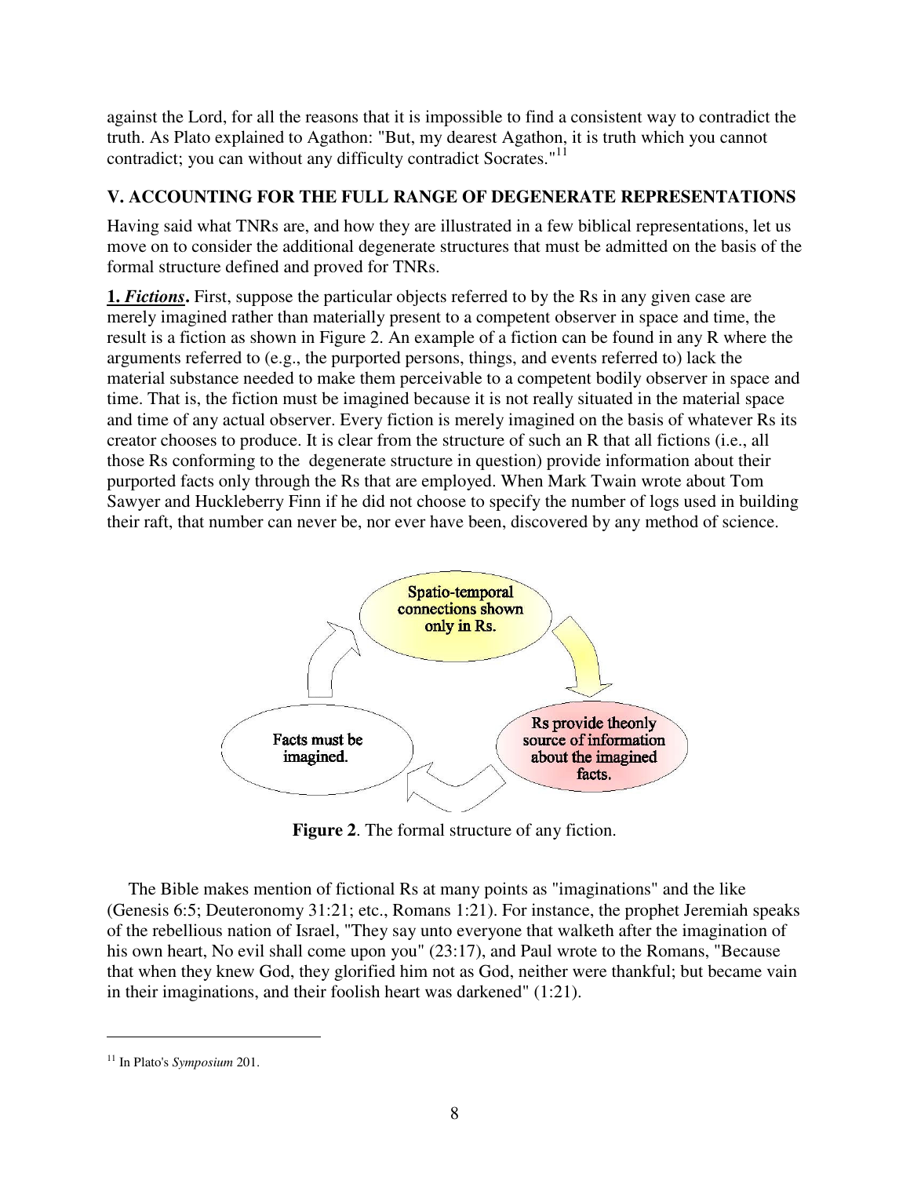against the Lord, for all the reasons that it is impossible to find a consistent way to contradict the truth. As Plato explained to Agathon: "But, my dearest Agathon, it is truth which you cannot contradict; you can without any difficulty contradict Socrates."[11]

## V. ACCOUNTING FOR THE FULL RANGE OF DEGENERATE REPRESENTATIONS

Having said what TNRs are, and how they are illustrated in a few biblical representations, let us move on to consider the additional degenerate structures that must be admitted on the basis of the formal structure defined and proved for TNRs.

**1. *Fictions*.** First, suppose the particular objects referred to by the Rs in any given case are merely imagined rather than materially present to a competent observer in space and time, the result is a fiction as shown in Figure 2. An example of a fiction can be found in any R where the arguments referred to (e.g., the purported persons, things, and events referred to) lack the material substance needed to make them perceivable to a competent bodily observer in space and time. That is, the fiction must be imagined because it is not really situated in the material space and time of any actual observer. Every fiction is merely imagined on the basis of whatever Rs its creator chooses to produce. It is clear from the structure of such an R that all fictions (i.e., all those Rs conforming to the degenerate structure in question) provide information about their purported facts only through the Rs that are employed. When Mark Twain wrote about Tom Sawyer and Huckleberry Finn if he did not choose to specify the number of logs used in building their raft, that number can never be, nor ever have been, discovered by any method of science.

Spatio-temporal connections shown only in Rs.

Rs provide theonly source of information about the imagined facts.

Facts must be imagined.

**Figure 2**. The formal structure of any fiction.

The Bible makes mention of fictional Rs at many points as "imaginations" and the like (Genesis 6:5; Deuteronomy 31:21; etc., Romans 1:21). For instance, the prophet Jeremiah speaks of the rebellious nation of Israel, "They say unto everyone that walketh after the imagination of his own heart, No evil shall come upon you" (23:17), and Paul wrote to the Romans, "Because that when they knew God, they glorified him not as God, neither were thankful; but became vain in their imaginations, and their foolish heart was darkened" (1:21).

---

[11] In Plato's *Symposium* 201.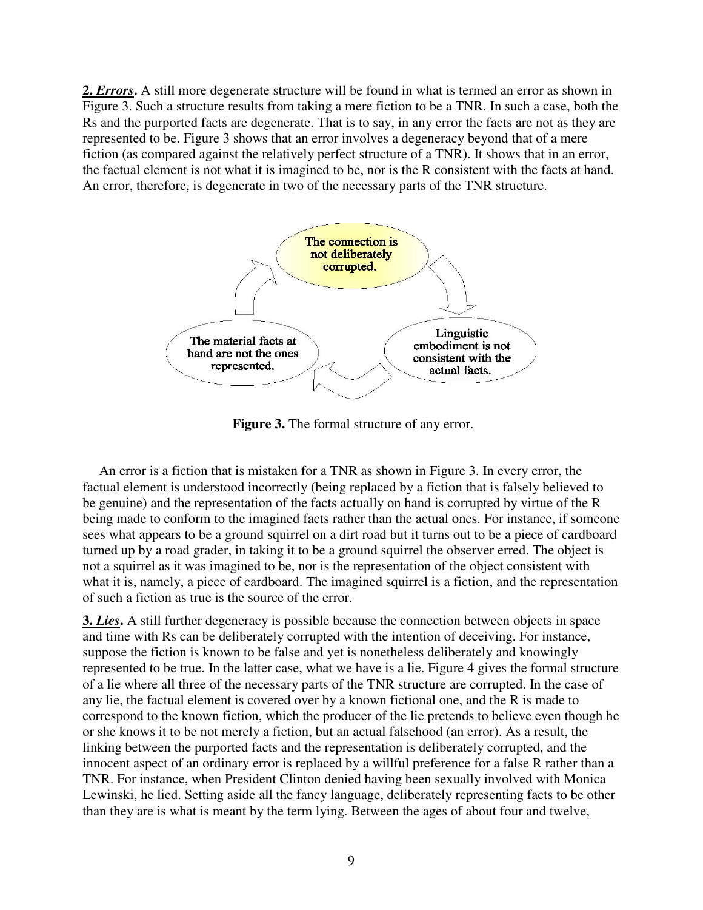**2. *Errors*.** A still more degenerate structure will be found in what is termed an error as shown in Figure 3. Such a structure results from taking a mere fiction to be a TNR. In such a case, both the Rs and the purported facts are degenerate. That is to say, in any error the facts are not as they are represented to be. Figure 3 shows that an error involves a degeneracy beyond that of a mere fiction (as compared against the relatively perfect structure of a TNR). It shows that in an error, the factual element is not what it is imagined to be, nor is the R consistent with the facts at hand. An error, therefore, is degenerate in two of the necessary parts of the TNR structure.

The connection is not deliberately corrupted.

Linguistic embodiment is not consistent with the actual facts.

The material facts at hand are not the ones represented.

**Figure 3.** The formal structure of any error.

An error is a fiction that is mistaken for a TNR as shown in Figure 3. In every error, the factual element is understood incorrectly (being replaced by a fiction that is falsely believed to be genuine) and the representation of the facts actually on hand is corrupted by virtue of the R being made to conform to the imagined facts rather than the actual ones. For instance, if someone sees what appears to be a ground squirrel on a dirt road but it turns out to be a piece of cardboard turned up by a road grader, in taking it to be a ground squirrel the observer erred. The object is not a squirrel as it was imagined to be, nor is the representation of the object consistent with what it is, namely, a piece of cardboard. The imagined squirrel is a fiction, and the representation of such a fiction as true is the source of the error.

**3. *Lies*.** A still further degeneracy is possible because the connection between objects in space and time with Rs can be deliberately corrupted with the intention of deceiving. For instance, suppose the fiction is known to be false and yet is nonetheless deliberately and knowingly represented to be true. In the latter case, what we have is a lie. Figure 4 gives the formal structure of a lie where all three of the necessary parts of the TNR structure are corrupted. In the case of any lie, the factual element is covered over by a known fictional one, and the R is made to correspond to the known fiction, which the producer of the lie pretends to believe even though he or she knows it to be not merely a fiction, but an actual falsehood (an error). As a result, the linking between the purported facts and the representation is deliberately corrupted, and the innocent aspect of an ordinary error is replaced by a willful preference for a false R rather than a TNR. For instance, when President Clinton denied having been sexually involved with Monica Lewinski, he lied. Setting aside all the fancy language, deliberately representing facts to be other than they are is what is meant by the term lying. Between the ages of about four and twelve,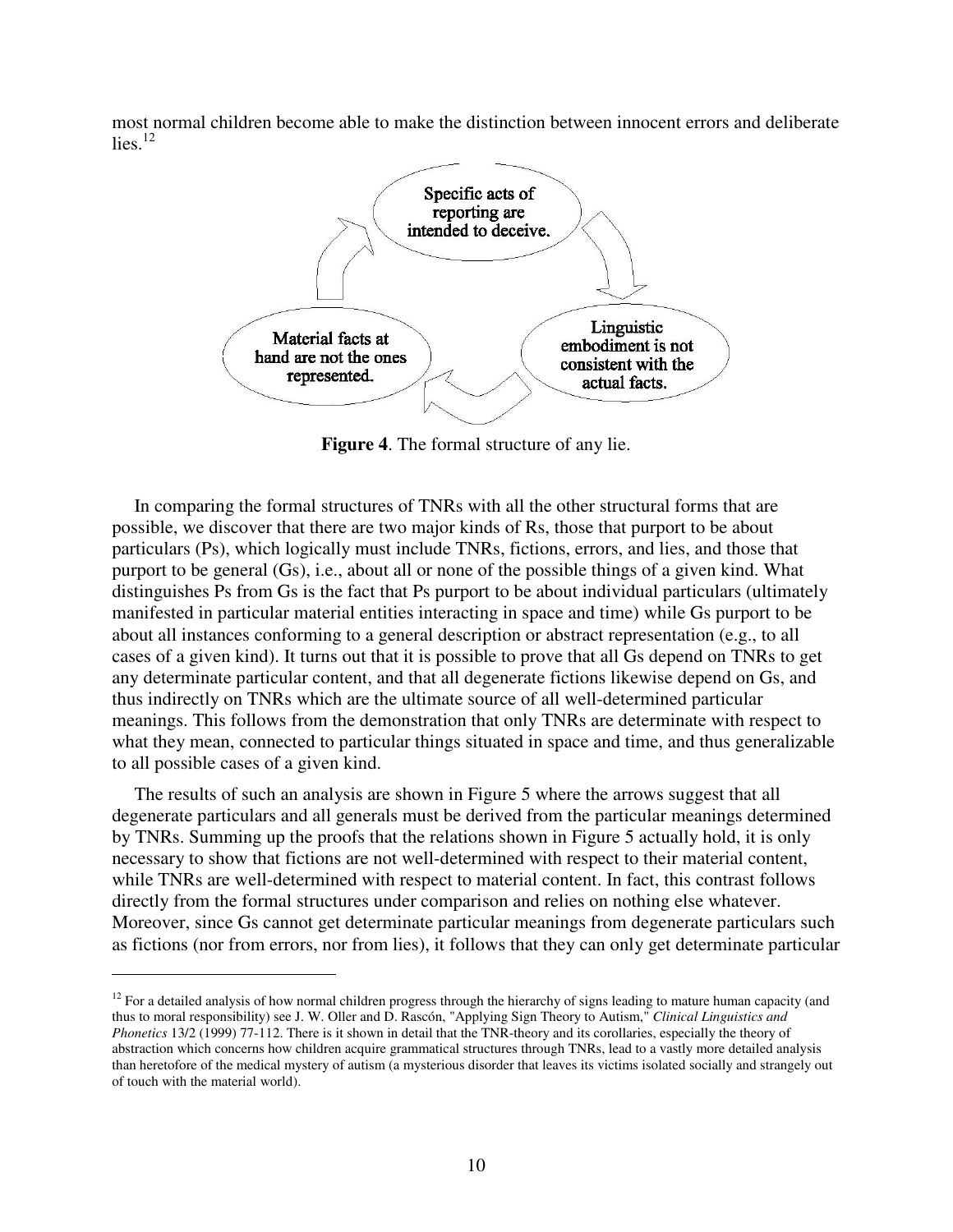most normal children become able to make the distinction between innocent errors and deliberate lies.[12]

**Figure 4**. The formal structure of any lie.

In comparing the formal structures of TNRs with all the other structural forms that are possible, we discover that there are two major kinds of Rs, those that purport to be about particulars (Ps), which logically must include TNRs, fictions, errors, and lies, and those that purport to be general (Gs), i.e., about all or none of the possible things of a given kind. What distinguishes Ps from Gs is the fact that Ps purport to be about individual particulars (ultimately manifested in particular material entities interacting in space and time) while Gs purport to be about all instances conforming to a general description or abstract representation (e.g., to all cases of a given kind). It turns out that it is possible to prove that all Gs depend on TNRs to get any determinate particular content, and that all degenerate fictions likewise depend on Gs, and thus indirectly on TNRs which are the ultimate source of all well-determined particular meanings. This follows from the demonstration that only TNRs are determinate with respect to what they mean, connected to particular things situated in space and time, and thus generalizable to all possible cases of a given kind.

The results of such an analysis are shown in Figure 5 where the arrows suggest that all degenerate particulars and all generals must be derived from the particular meanings determined by TNRs. Summing up the proofs that the relations shown in Figure 5 actually hold, it is only necessary to show that fictions are not well-determined with respect to their material content, while TNRs are well-determined with respect to material content. In fact, this contrast follows directly from the formal structures under comparison and relies on nothing else whatever. Moreover, since Gs cannot get determinate particular meanings from degenerate particulars such as fictions (nor from errors, nor from lies), it follows that they can only get determinate particular

---

[12] For a detailed analysis of how normal children progress through the hierarchy of signs leading to mature human capacity (and thus to moral responsibility) see J. W. Oller and D. Rascón, "Applying Sign Theory to Autism," *Clinical Linguistics and Phonetics* 13/2 (1999) 77-112. There is it shown in detail that the TNR-theory and its corollaries, especially the theory of abstraction which concerns how children acquire grammatical structures through TNRs, lead to a vastly more detailed analysis than heretofore of the medical mystery of autism (a mysterious disorder that leaves its victims isolated socially and strangely out of touch with the material world).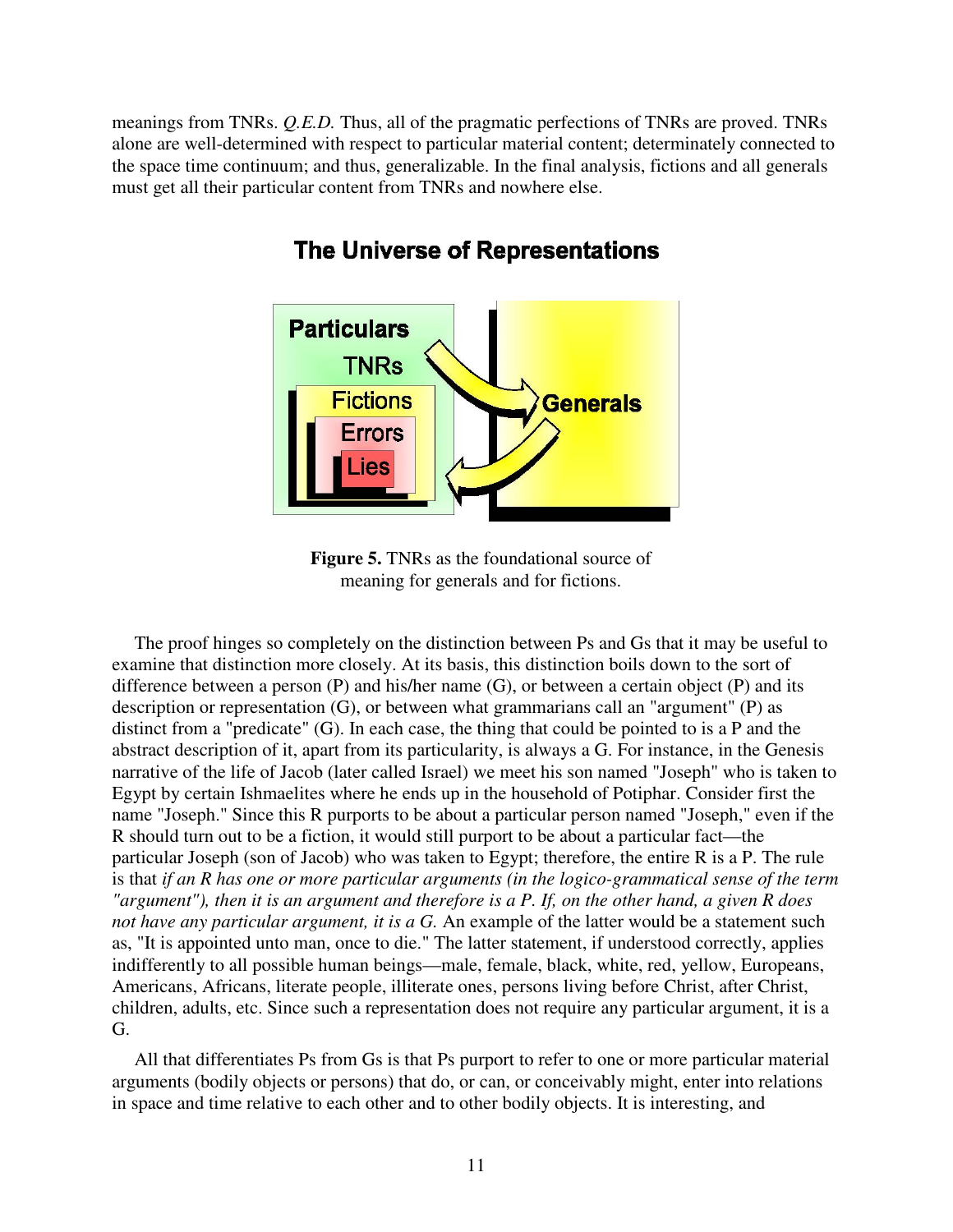meanings from TNRs. *Q.E.D.* Thus, all of the pragmatic perfections of TNRs are proved. TNRs alone are well-determined with respect to particular material content; determinately connected to the space time continuum; and thus, generalizable. In the final analysis, fictions and all generals must get all their particular content from TNRs and nowhere else.

## The Universe of Representations

**Figure 5.** TNRs as the foundational source of meaning for generals and for fictions.

The proof hinges so completely on the distinction between Ps and Gs that it may be useful to examine that distinction more closely. At its basis, this distinction boils down to the sort of difference between a person (P) and his/her name (G), or between a certain object (P) and its description or representation (G), or between what grammarians call an "argument" (P) as distinct from a "predicate" (G). In each case, the thing that could be pointed to is a P and the abstract description of it, apart from its particularity, is always a G. For instance, in the Genesis narrative of the life of Jacob (later called Israel) we meet his son named "Joseph" who is taken to Egypt by certain Ishmaelites where he ends up in the household of Potiphar. Consider first the name "Joseph." Since this R purports to be about a particular person named "Joseph," even if the R should turn out to be a fiction, it would still purport to be about a particular fact—the particular Joseph (son of Jacob) who was taken to Egypt; therefore, the entire R is a P. The rule is that *if an R has one or more particular arguments (in the logico-grammatical sense of the term "argument"), then it is an argument and therefore is a P. If, on the other hand, a given R does not have any particular argument, it is a G.* An example of the latter would be a statement such as, "It is appointed unto man, once to die." The latter statement, if understood correctly, applies indifferently to all possible human beings—male, female, black, white, red, yellow, Europeans, Americans, Africans, literate people, illiterate ones, persons living before Christ, after Christ, children, adults, etc. Since such a representation does not require any particular argument, it is a G.

All that differentiates Ps from Gs is that Ps purport to refer to one or more particular material arguments (bodily objects or persons) that do, or can, or conceivably might, enter into relations in space and time relative to each other and to other bodily objects. It is interesting, and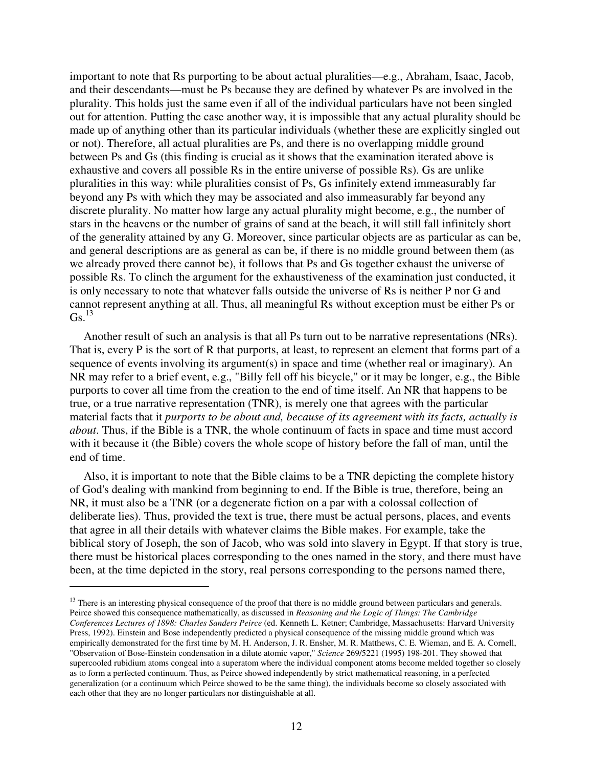important to note that Rs purporting to be about actual pluralities—e.g., Abraham, Isaac, Jacob, and their descendants—must be Ps because they are defined by whatever Ps are involved in the plurality. This holds just the same even if all of the individual particulars have not been singled out for attention. Putting the case another way, it is impossible that any actual plurality should be made up of anything other than its particular individuals (whether these are explicitly singled out or not). Therefore, all actual pluralities are Ps, and there is no overlapping middle ground between Ps and Gs (this finding is crucial as it shows that the examination iterated above is exhaustive and covers all possible Rs in the entire universe of possible Rs). Gs are unlike pluralities in this way: while pluralities consist of Ps, Gs infinitely extend immeasurably far beyond any Ps with which they may be associated and also immeasurably far beyond any discrete plurality. No matter how large any actual plurality might become, e.g., the number of stars in the heavens or the number of grains of sand at the beach, it will still fall infinitely short of the generality attained by any G. Moreover, since particular objects are as particular as can be, and general descriptions are as general as can be, if there is no middle ground between them (as we already proved there cannot be), it follows that Ps and Gs together exhaust the universe of possible Rs. To clinch the argument for the exhaustiveness of the examination just conducted, it is only necessary to note that whatever falls outside the universe of Rs is neither P nor G and cannot represent anything at all. Thus, all meaningful Rs without exception must be either Ps or Gs.[13]

Another result of such an analysis is that all Ps turn out to be narrative representations (NRs). That is, every P is the sort of R that purports, at least, to represent an element that forms part of a sequence of events involving its argument(s) in space and time (whether real or imaginary). An NR may refer to a brief event, e.g., "Billy fell off his bicycle," or it may be longer, e.g., the Bible purports to cover all time from the creation to the end of time itself. An NR that happens to be true, or a true narrative representation (TNR), is merely one that agrees with the particular material facts that it *purports to be about and, because of its agreement with its facts, actually is about*. Thus, if the Bible is a TNR, the whole continuum of facts in space and time must accord with it because it (the Bible) covers the whole scope of history before the fall of man, until the end of time.

Also, it is important to note that the Bible claims to be a TNR depicting the complete history of God's dealing with mankind from beginning to end. If the Bible is true, therefore, being an NR, it must also be a TNR (or a degenerate fiction on a par with a colossal collection of deliberate lies). Thus, provided the text is true, there must be actual persons, places, and events that agree in all their details with whatever claims the Bible makes. For example, take the biblical story of Joseph, the son of Jacob, who was sold into slavery in Egypt. If that story is true, there must be historical places corresponding to the ones named in the story, and there must have been, at the time depicted in the story, real persons corresponding to the persons named there,

---

[13] There is an interesting physical consequence of the proof that there is no middle ground between particulars and generals. Peirce showed this consequence mathematically, as discussed in *Reasoning and the Logic of Things: The Cambridge Conferences Lectures of 1898: Charles Sanders Peirce* (ed. Kenneth L. Ketner; Cambridge, Massachusetts: Harvard University Press, 1992). Einstein and Bose independently predicted a physical consequence of the missing middle ground which was empirically demonstrated for the first time by M. H. Anderson, J. R. Ensher, M. R. Matthews, C. E. Wieman, and E. A. Cornell, "Observation of Bose-Einstein condensation in a dilute atomic vapor," *Science* 269/5221 (1995) 198-201. They showed that supercooled rubidium atoms congeal into a superatom where the individual component atoms become melded together so closely as to form a perfected continuum. Thus, as Peirce showed independently by strict mathematical reasoning, in a perfected generalization (or a continuum which Peirce showed to be the same thing), the individuals become so closely associated with each other that they are no longer particulars nor distinguishable at all.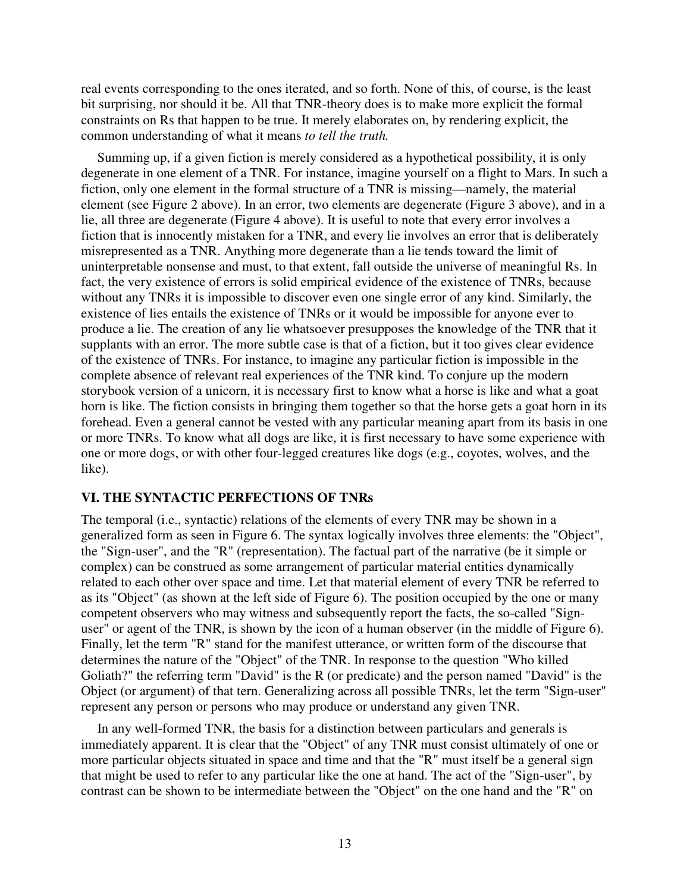real events corresponding to the ones iterated, and so forth. None of this, of course, is the least bit surprising, nor should it be. All that TNR-theory does is to make more explicit the formal constraints on Rs that happen to be true. It merely elaborates on, by rendering explicit, the common understanding of what it means *to tell the truth.*

Summing up, if a given fiction is merely considered as a hypothetical possibility, it is only degenerate in one element of a TNR. For instance, imagine yourself on a flight to Mars. In such a fiction, only one element in the formal structure of a TNR is missing—namely, the material element (see Figure 2 above). In an error, two elements are degenerate (Figure 3 above), and in a lie, all three are degenerate (Figure 4 above). It is useful to note that every error involves a fiction that is innocently mistaken for a TNR, and every lie involves an error that is deliberately misrepresented as a TNR. Anything more degenerate than a lie tends toward the limit of uninterpretable nonsense and must, to that extent, fall outside the universe of meaningful Rs. In fact, the very existence of errors is solid empirical evidence of the existence of TNRs, because without any TNRs it is impossible to discover even one single error of any kind. Similarly, the existence of lies entails the existence of TNRs or it would be impossible for anyone ever to produce a lie. The creation of any lie whatsoever presupposes the knowledge of the TNR that it supplants with an error. The more subtle case is that of a fiction, but it too gives clear evidence of the existence of TNRs. For instance, to imagine any particular fiction is impossible in the complete absence of relevant real experiences of the TNR kind. To conjure up the modern storybook version of a unicorn, it is necessary first to know what a horse is like and what a goat horn is like. The fiction consists in bringing them together so that the horse gets a goat horn in its forehead. Even a general cannot be vested with any particular meaning apart from its basis in one or more TNRs. To know what all dogs are like, it is first necessary to have some experience with one or more dogs, or with other four-legged creatures like dogs (e.g., coyotes, wolves, and the like).

## VI. THE SYNTACTIC PERFECTIONS OF TNRs

The temporal (i.e., syntactic) relations of the elements of every TNR may be shown in a generalized form as seen in Figure 6. The syntax logically involves three elements: the "Object", the "Sign-user", and the "R" (representation). The factual part of the narrative (be it simple or complex) can be construed as some arrangement of particular material entities dynamically related to each other over space and time. Let that material element of every TNR be referred to as its "Object" (as shown at the left side of Figure 6). The position occupied by the one or many competent observers who may witness and subsequently report the facts, the so-called "Sign-user" or agent of the TNR, is shown by the icon of a human observer (in the middle of Figure 6). Finally, let the term "R" stand for the manifest utterance, or written form of the discourse that determines the nature of the "Object" of the TNR. In response to the question "Who killed Goliath?" the referring term "David" is the R (or predicate) and the person named "David" is the Object (or argument) of that tern. Generalizing across all possible TNRs, let the term "Sign-user" represent any person or persons who may produce or understand any given TNR.

In any well-formed TNR, the basis for a distinction between particulars and generals is immediately apparent. It is clear that the "Object" of any TNR must consist ultimately of one or more particular objects situated in space and time and that the "R" must itself be a general sign that might be used to refer to any particular like the one at hand. The act of the "Sign-user", by contrast can be shown to be intermediate between the "Object" on the one hand and the "R" on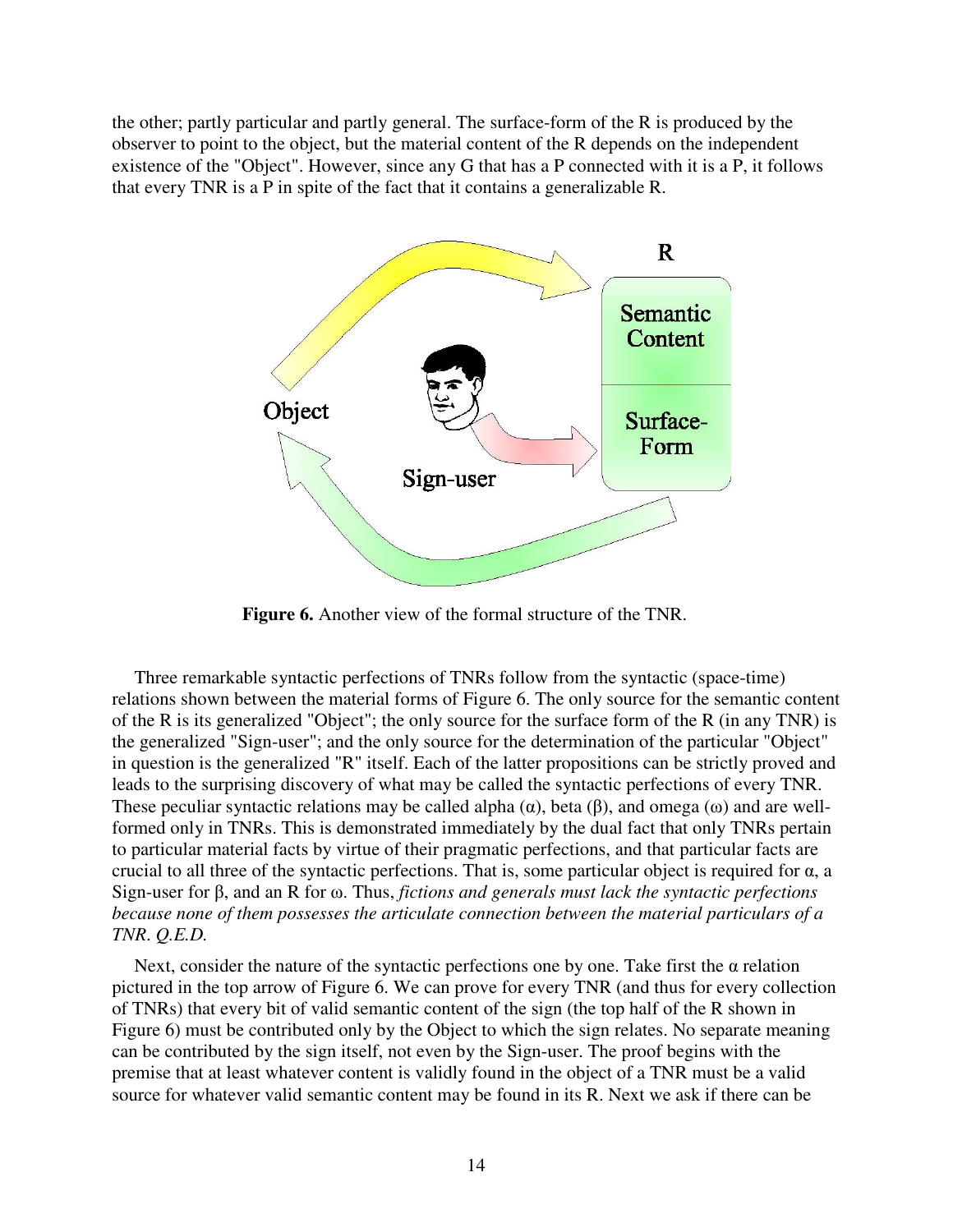the other; partly particular and partly general. The surface-form of the R is produced by the observer to point to the object, but the material content of the R depends on the independent existence of the "Object". However, since any G that has a P connected with it is a P, it follows that every TNR is a P in spite of the fact that it contains a generalizable R.

**Figure 6.** Another view of the formal structure of the TNR.

Three remarkable syntactic perfections of TNRs follow from the syntactic (space-time) relations shown between the material forms of Figure 6. The only source for the semantic content of the R is its generalized "Object"; the only source for the surface form of the R (in any TNR) is the generalized "Sign-user"; and the only source for the determination of the particular "Object" in question is the generalized "R" itself. Each of the latter propositions can be strictly proved and leads to the surprising discovery of what may be called the syntactic perfections of every TNR. These peculiar syntactic relations may be called alpha ($\alpha$), beta ($\beta$), and omega ($\omega$) and are well-formed only in TNRs. This is demonstrated immediately by the dual fact that only TNRs pertain to particular material facts by virtue of their pragmatic perfections, and that particular facts are crucial to all three of the syntactic perfections. That is, some particular object is required for $\alpha$, a Sign-user for $\beta$, and an R for $\omega$. Thus, *fictions and generals must lack the syntactic perfections because none of them possesses the articulate connection between the material particulars of a TNR. Q.E.D.*

Next, consider the nature of the syntactic perfections one by one. Take first the $\alpha$ relation pictured in the top arrow of Figure 6. We can prove for every TNR (and thus for every collection of TNRs) that every bit of valid semantic content of the sign (the top half of the R shown in Figure 6) must be contributed only by the Object to which the sign relates. No separate meaning can be contributed by the sign itself, not even by the Sign-user. The proof begins with the premise that at least whatever content is validly found in the object of a TNR must be a valid source for whatever valid semantic content may be found in its R. Next we ask if there can be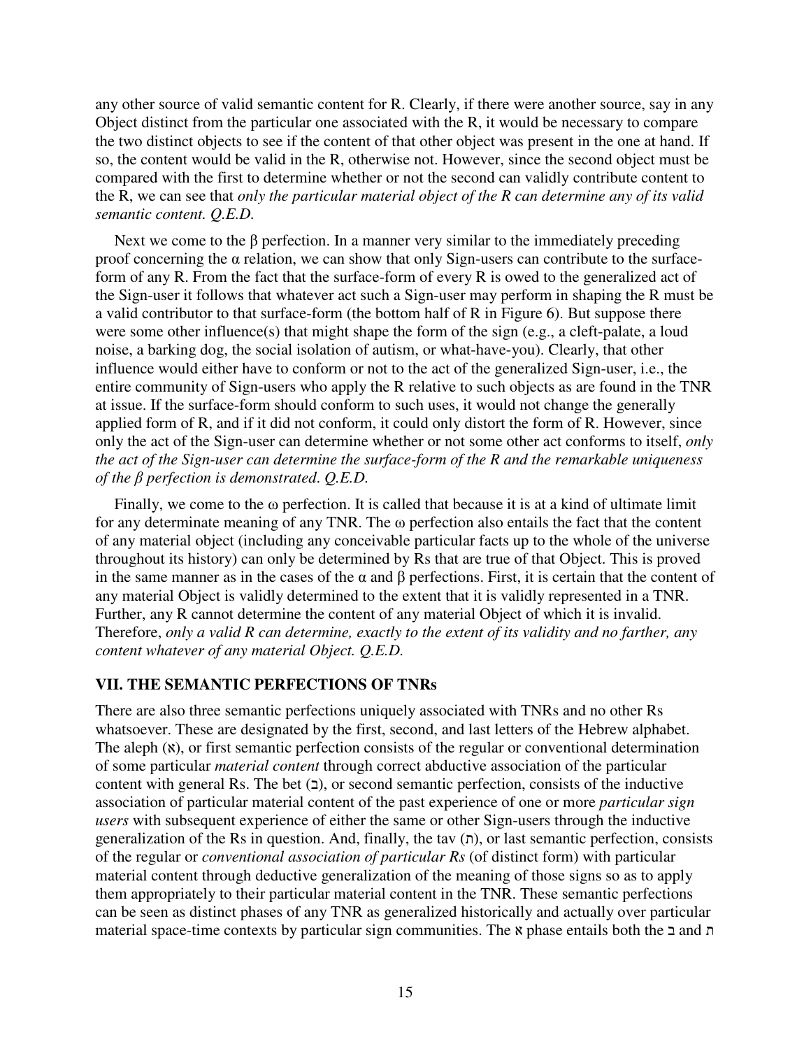any other source of valid semantic content for R. Clearly, if there were another source, say in any Object distinct from the particular one associated with the R, it would be necessary to compare the two distinct objects to see if the content of that other object was present in the one at hand. If so, the content would be valid in the R, otherwise not. However, since the second object must be compared with the first to determine whether or not the second can validly contribute content to the R, we can see that *only the particular material object of the R can determine any of its valid semantic content. Q.E.D.*

Next we come to the β perfection. In a manner very similar to the immediately preceding proof concerning the α relation, we can show that only Sign-users can contribute to the surface-form of any R. From the fact that the surface-form of every R is owed to the generalized act of the Sign-user it follows that whatever act such a Sign-user may perform in shaping the R must be a valid contributor to that surface-form (the bottom half of R in Figure 6). But suppose there were some other influence(s) that might shape the form of the sign (e.g., a cleft-palate, a loud noise, a barking dog, the social isolation of autism, or what-have-you). Clearly, that other influence would either have to conform or not to the act of the generalized Sign-user, i.e., the entire community of Sign-users who apply the R relative to such objects as are found in the TNR at issue. If the surface-form should conform to such uses, it would not change the generally applied form of R, and if it did not conform, it could only distort the form of R. However, since only the act of the Sign-user can determine whether or not some other act conforms to itself, *only the act of the Sign-user can determine the surface-form of the R and the remarkable uniqueness of the β perfection is demonstrated. Q.E.D.*

Finally, we come to the ω perfection. It is called that because it is at a kind of ultimate limit for any determinate meaning of any TNR. The ω perfection also entails the fact that the content of any material object (including any conceivable particular facts up to the whole of the universe throughout its history) can only be determined by Rs that are true of that Object. This is proved in the same manner as in the cases of the α and β perfections. First, it is certain that the content of any material Object is validly determined to the extent that it is validly represented in a TNR. Further, any R cannot determine the content of any material Object of which it is invalid. Therefore, *only a valid R can determine, exactly to the extent of its validity and no farther, any content whatever of any material Object. Q.E.D.*

### VII. THE SEMANTIC PERFECTIONS OF TNRs

There are also three semantic perfections uniquely associated with TNRs and no other Rs whatsoever. These are designated by the first, second, and last letters of the Hebrew alphabet. The aleph (א), or first semantic perfection consists of the regular or conventional determination of some particular *material content* through correct abductive association of the particular content with general Rs. The bet (ב), or second semantic perfection, consists of the inductive association of particular material content of the past experience of one or more *particular sign users* with subsequent experience of either the same or other Sign-users through the inductive generalization of the Rs in question. And, finally, the tav (ת), or last semantic perfection, consists of the regular or *conventional association of particular Rs* (of distinct form) with particular material content through deductive generalization of the meaning of those signs so as to apply them appropriately to their particular material content in the TNR. These semantic perfections can be seen as distinct phases of any TNR as generalized historically and actually over particular material space-time contexts by particular sign communities. The א phase entails both the ב and ת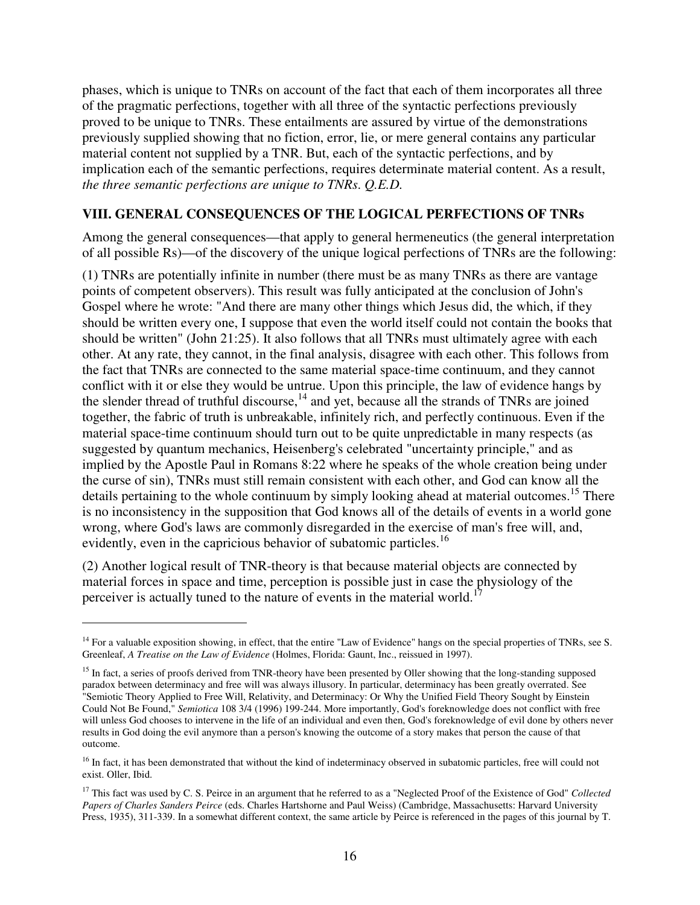phases, which is unique to TNRs on account of the fact that each of them incorporates all three of the pragmatic perfections, together with all three of the syntactic perfections previously proved to be unique to TNRs. These entailments are assured by virtue of the demonstrations previously supplied showing that no fiction, error, lie, or mere general contains any particular material content not supplied by a TNR. But, each of the syntactic perfections, and by implication each of the semantic perfections, requires determinate material content. As a result, *the three semantic perfections are unique to TNRs. Q.E.D.*

## VIII. GENERAL CONSEQUENCES OF THE LOGICAL PERFECTIONS OF TNRs

Among the general consequences—that apply to general hermeneutics (the general interpretation of all possible Rs)—of the discovery of the unique logical perfections of TNRs are the following:

(1) TNRs are potentially infinite in number (there must be as many TNRs as there are vantage points of competent observers). This result was fully anticipated at the conclusion of John's Gospel where he wrote: "And there are many other things which Jesus did, the which, if they should be written every one, I suppose that even the world itself could not contain the books that should be written" (John 21:25). It also follows that all TNRs must ultimately agree with each other. At any rate, they cannot, in the final analysis, disagree with each other. This follows from the fact that TNRs are connected to the same material space-time continuum, and they cannot conflict with it or else they would be untrue. Upon this principle, the law of evidence hangs by the slender thread of truthful discourse,[14] and yet, because all the strands of TNRs are joined together, the fabric of truth is unbreakable, infinitely rich, and perfectly continuous. Even if the material space-time continuum should turn out to be quite unpredictable in many respects (as suggested by quantum mechanics, Heisenberg's celebrated "uncertainty principle," and as implied by the Apostle Paul in Romans 8:22 where he speaks of the whole creation being under the curse of sin), TNRs must still remain consistent with each other, and God can know all the details pertaining to the whole continuum by simply looking ahead at material outcomes.[15] There is no inconsistency in the supposition that God knows all of the details of events in a world gone wrong, where God's laws are commonly disregarded in the exercise of man's free will, and, evidently, even in the capricious behavior of subatomic particles.[16]

(2) Another logical result of TNR-theory is that because material objects are connected by material forces in space and time, perception is possible just in case the physiology of the perceiver is actually tuned to the nature of events in the material world.[17]

---

[14] For a valuable exposition showing, in effect, that the entire "Law of Evidence" hangs on the special properties of TNRs, see S. Greenleaf, *A Treatise on the Law of Evidence* (Holmes, Florida: Gaunt, Inc., reissued in 1997).

[15] In fact, a series of proofs derived from TNR-theory have been presented by Oller showing that the long-standing supposed paradox between determinacy and free will was always illusory. In particular, determinacy has been greatly overrated. See "Semiotic Theory Applied to Free Will, Relativity, and Determinacy: Or Why the Unified Field Theory Sought by Einstein Could Not Be Found," *Semiotica* 108 3/4 (1996) 199-244. More importantly, God's foreknowledge does not conflict with free will unless God chooses to intervene in the life of an individual and even then, God's foreknowledge of evil done by others never results in God doing the evil anymore than a person's knowing the outcome of a story makes that person the cause of that outcome.

[16] In fact, it has been demonstrated that without the kind of indeterminacy observed in subatomic particles, free will could not exist. Oller, Ibid.

[17] This fact was used by C. S. Peirce in an argument that he referred to as a "Neglected Proof of the Existence of God" *Collected Papers of Charles Sanders Peirce* (eds. Charles Hartshorne and Paul Weiss) (Cambridge, Massachusetts: Harvard University Press, 1935), 311-339. In a somewhat different context, the same article by Peirce is referenced in the pages of this journal by T.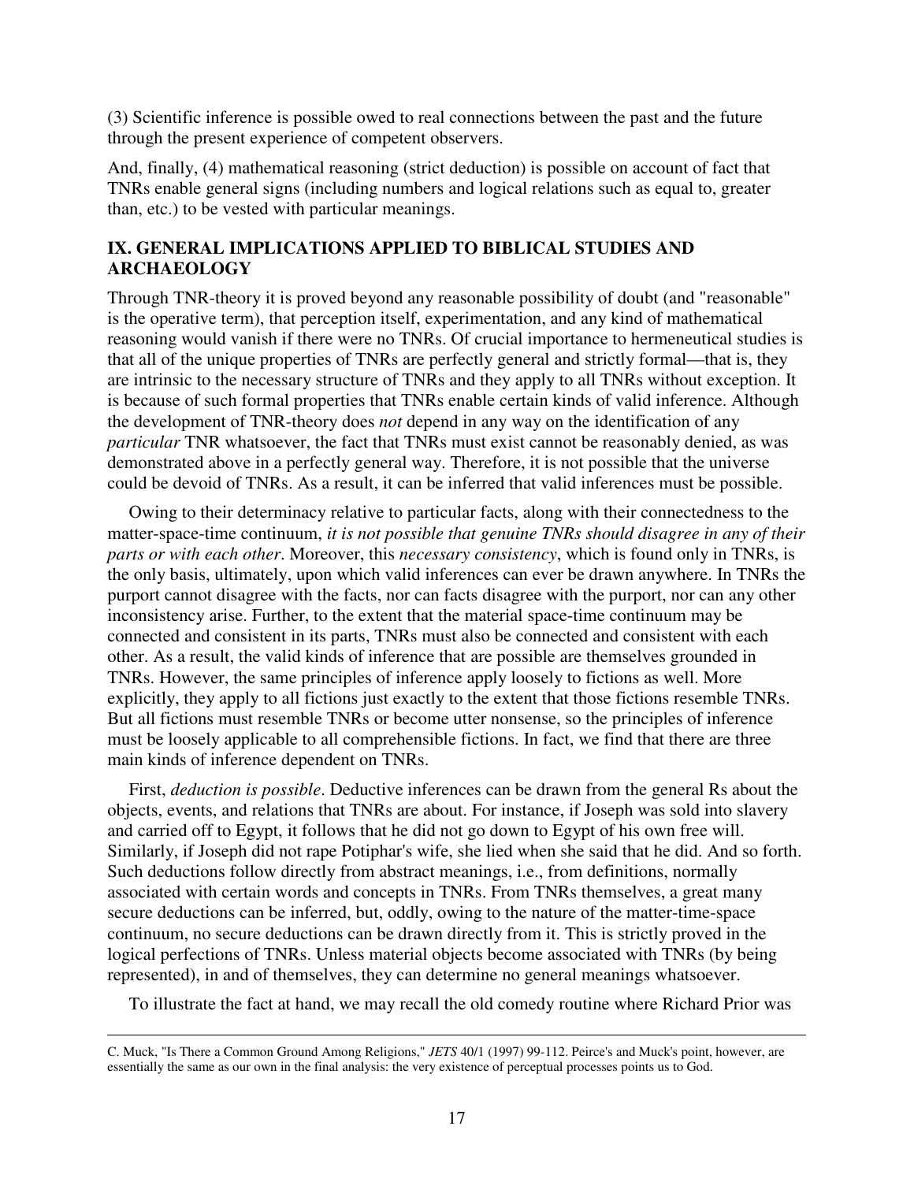(3) Scientific inference is possible owed to real connections between the past and the future through the present experience of competent observers.

And, finally, (4) mathematical reasoning (strict deduction) is possible on account of fact that TNRs enable general signs (including numbers and logical relations such as equal to, greater than, etc.) to be vested with particular meanings.

## IX. GENERAL IMPLICATIONS APPLIED TO BIBLICAL STUDIES AND ARCHAEOLOGY

Through TNR-theory it is proved beyond any reasonable possibility of doubt (and "reasonable" is the operative term), that perception itself, experimentation, and any kind of mathematical reasoning would vanish if there were no TNRs. Of crucial importance to hermeneutical studies is that all of the unique properties of TNRs are perfectly general and strictly formal—that is, they are intrinsic to the necessary structure of TNRs and they apply to all TNRs without exception. It is because of such formal properties that TNRs enable certain kinds of valid inference. Although the development of TNR-theory does *not* depend in any way on the identification of any *particular* TNR whatsoever, the fact that TNRs must exist cannot be reasonably denied, as was demonstrated above in a perfectly general way. Therefore, it is not possible that the universe could be devoid of TNRs. As a result, it can be inferred that valid inferences must be possible.

Owing to their determinacy relative to particular facts, along with their connectedness to the matter-space-time continuum, *it is not possible that genuine TNRs should disagree in any of their parts or with each other*. Moreover, this *necessary consistency*, which is found only in TNRs, is the only basis, ultimately, upon which valid inferences can ever be drawn anywhere. In TNRs the purport cannot disagree with the facts, nor can facts disagree with the purport, nor can any other inconsistency arise. Further, to the extent that the material space-time continuum may be connected and consistent in its parts, TNRs must also be connected and consistent with each other. As a result, the valid kinds of inference that are possible are themselves grounded in TNRs. However, the same principles of inference apply loosely to fictions as well. More explicitly, they apply to all fictions just exactly to the extent that those fictions resemble TNRs. But all fictions must resemble TNRs or become utter nonsense, so the principles of inference must be loosely applicable to all comprehensible fictions. In fact, we find that there are three main kinds of inference dependent on TNRs.

First, *deduction is possible*. Deductive inferences can be drawn from the general Rs about the objects, events, and relations that TNRs are about. For instance, if Joseph was sold into slavery and carried off to Egypt, it follows that he did not go down to Egypt of his own free will. Similarly, if Joseph did not rape Potiphar's wife, she lied when she said that he did. And so forth. Such deductions follow directly from abstract meanings, i.e., from definitions, normally associated with certain words and concepts in TNRs. From TNRs themselves, a great many secure deductions can be inferred, but, oddly, owing to the nature of the matter-time-space continuum, no secure deductions can be drawn directly from it. This is strictly proved in the logical perfections of TNRs. Unless material objects become associated with TNRs (by being represented), in and of themselves, they can determine no general meanings whatsoever.

To illustrate the fact at hand, we may recall the old comedy routine where Richard Prior was

---

C. Muck, "Is There a Common Ground Among Religions," *JETS* 40/1 (1997) 99-112. Peirce's and Muck's point, however, are essentially the same as our own in the final analysis: the very existence of perceptual processes points us to God.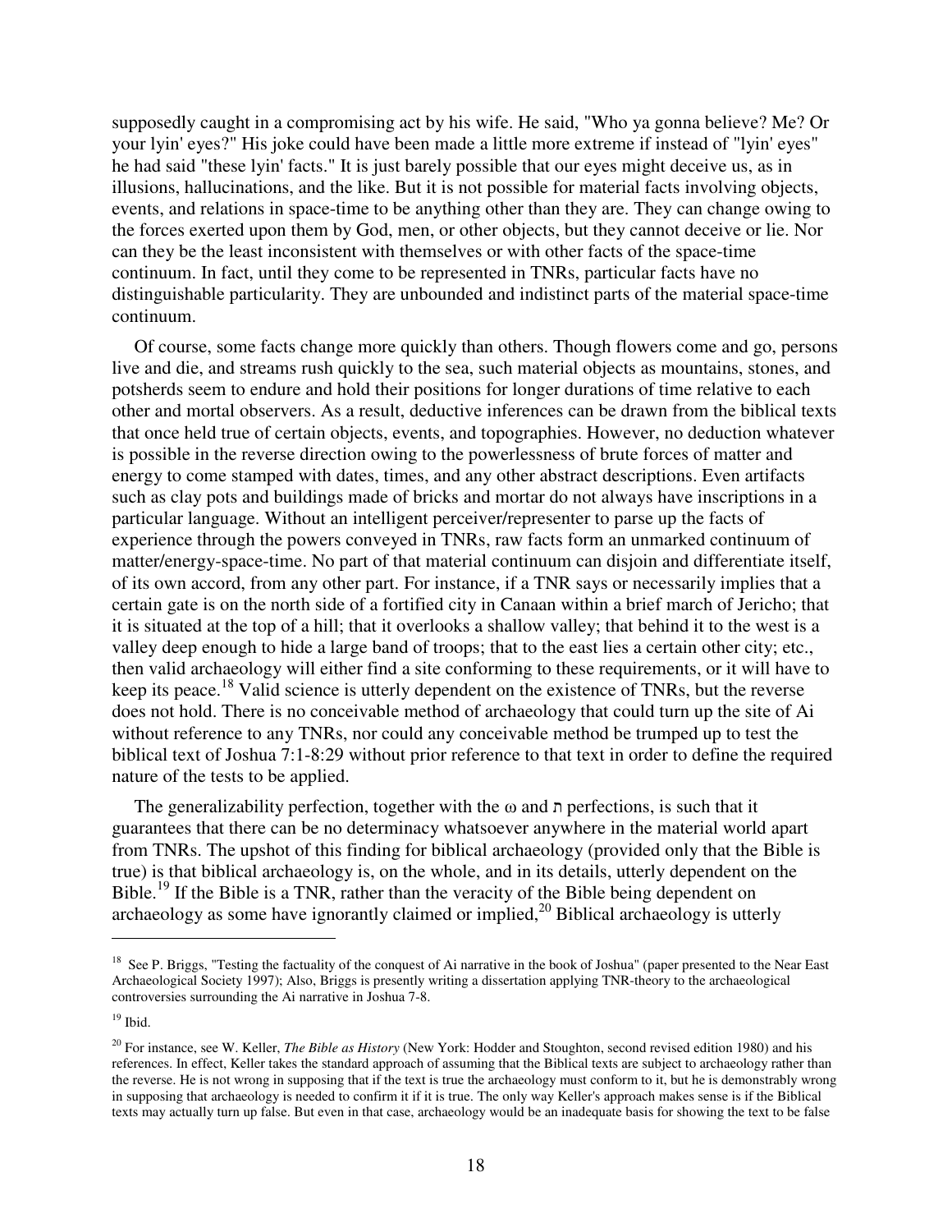supposedly caught in a compromising act by his wife. He said, "Who ya gonna believe? Me? Or your lyin' eyes?" His joke could have been made a little more extreme if instead of "lyin' eyes" he had said "these lyin' facts." It is just barely possible that our eyes might deceive us, as in illusions, hallucinations, and the like. But it is not possible for material facts involving objects, events, and relations in space-time to be anything other than they are. They can change owing to the forces exerted upon them by God, men, or other objects, but they cannot deceive or lie. Nor can they be the least inconsistent with themselves or with other facts of the space-time continuum. In fact, until they come to be represented in TNRs, particular facts have no distinguishable particularity. They are unbounded and indistinct parts of the material space-time continuum.

Of course, some facts change more quickly than others. Though flowers come and go, persons live and die, and streams rush quickly to the sea, such material objects as mountains, stones, and potsherds seem to endure and hold their positions for longer durations of time relative to each other and mortal observers. As a result, deductive inferences can be drawn from the biblical texts that once held true of certain objects, events, and topographies. However, no deduction whatever is possible in the reverse direction owing to the powerlessness of brute forces of matter and energy to come stamped with dates, times, and any other abstract descriptions. Even artifacts such as clay pots and buildings made of bricks and mortar do not always have inscriptions in a particular language. Without an intelligent perceiver/representer to parse up the facts of experience through the powers conveyed in TNRs, raw facts form an unmarked continuum of matter/energy-space-time. No part of that material continuum can disjoin and differentiate itself, of its own accord, from any other part. For instance, if a TNR says or necessarily implies that a certain gate is on the north side of a fortified city in Canaan within a brief march of Jericho; that it is situated at the top of a hill; that it overlooks a shallow valley; that behind it to the west is a valley deep enough to hide a large band of troops; that to the east lies a certain other city; etc., then valid archaeology will either find a site conforming to these requirements, or it will have to keep its peace.[18] Valid science is utterly dependent on the existence of TNRs, but the reverse does not hold. There is no conceivable method of archaeology that could turn up the site of Ai without reference to any TNRs, nor could any conceivable method be trumped up to test the biblical text of Joshua 7:1-8:29 without prior reference to that text in order to define the required nature of the tests to be applied.

The generalizability perfection, together with the ω and ת perfections, is such that it guarantees that there can be no determinacy whatsoever anywhere in the material world apart from TNRs. The upshot of this finding for biblical archaeology (provided only that the Bible is true) is that biblical archaeology is, on the whole, and in its details, utterly dependent on the Bible.[19] If the Bible is a TNR, rather than the veracity of the Bible being dependent on archaeology as some have ignorantly claimed or implied,[20] Biblical archaeology is utterly

---

[18] See P. Briggs, "Testing the factuality of the conquest of Ai narrative in the book of Joshua" (paper presented to the Near East Archaeological Society 1997); Also, Briggs is presently writing a dissertation applying TNR-theory to the archaeological controversies surrounding the Ai narrative in Joshua 7-8.

[19] Ibid.

[20] For instance, see W. Keller, *The Bible as History* (New York: Hodder and Stoughton, second revised edition 1980) and his references. In effect, Keller takes the standard approach of assuming that the Biblical texts are subject to archaeology rather than the reverse. He is not wrong in supposing that if the text is true the archaeology must conform to it, but he is demonstrably wrong in supposing that archaeology is needed to confirm it if it is true. The only way Keller's approach makes sense is if the Biblical texts may actually turn up false. But even in that case, archaeology would be an inadequate basis for showing the text to be false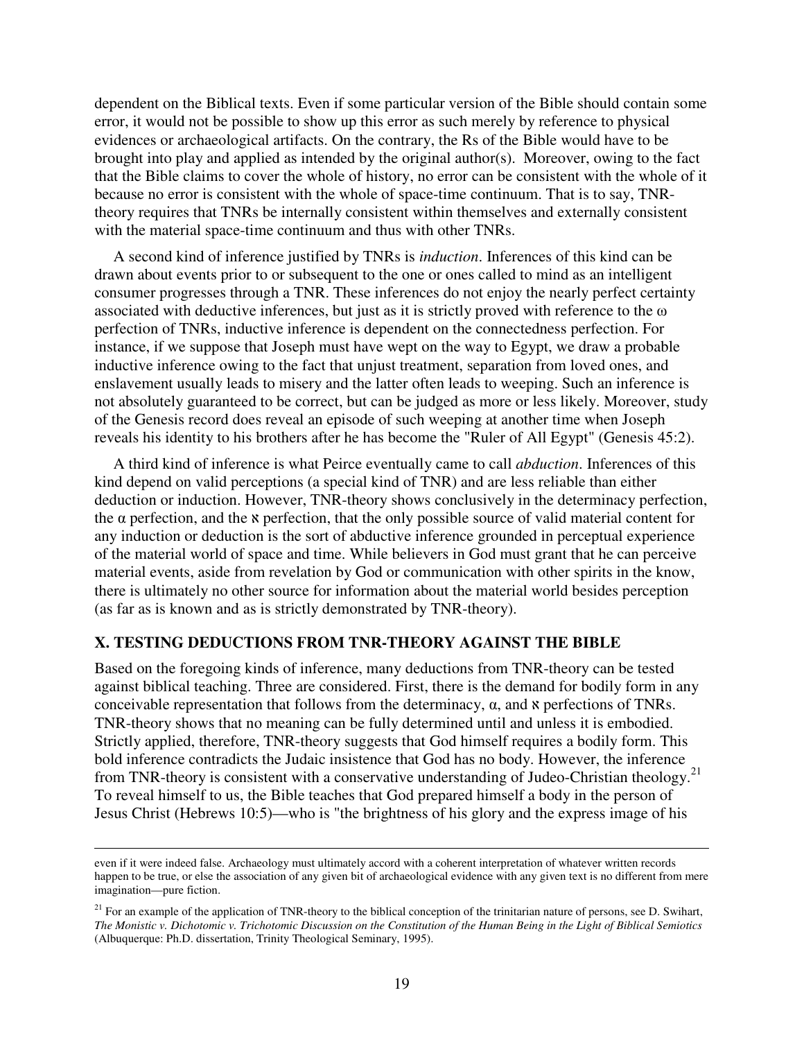dependent on the Biblical texts. Even if some particular version of the Bible should contain some error, it would not be possible to show up this error as such merely by reference to physical evidences or archaeological artifacts. On the contrary, the Rs of the Bible would have to be brought into play and applied as intended by the original author(s). Moreover, owing to the fact that the Bible claims to cover the whole of history, no error can be consistent with the whole of it because no error is consistent with the whole of space-time continuum. That is to say, TNR-theory requires that TNRs be internally consistent within themselves and externally consistent with the material space-time continuum and thus with other TNRs.

A second kind of inference justified by TNRs is *induction*. Inferences of this kind can be drawn about events prior to or subsequent to the one or ones called to mind as an intelligent consumer progresses through a TNR. These inferences do not enjoy the nearly perfect certainty associated with deductive inferences, but just as it is strictly proved with reference to the ω perfection of TNRs, inductive inference is dependent on the connectedness perfection. For instance, if we suppose that Joseph must have wept on the way to Egypt, we draw a probable inductive inference owing to the fact that unjust treatment, separation from loved ones, and enslavement usually leads to misery and the latter often leads to weeping. Such an inference is not absolutely guaranteed to be correct, but can be judged as more or less likely. Moreover, study of the Genesis record does reveal an episode of such weeping at another time when Joseph reveals his identity to his brothers after he has become the "Ruler of All Egypt" (Genesis 45:2).

A third kind of inference is what Peirce eventually came to call *abduction*. Inferences of this kind depend on valid perceptions (a special kind of TNR) and are less reliable than either deduction or induction. However, TNR-theory shows conclusively in the determinacy perfection, the α perfection, and the ℵ perfection, that the only possible source of valid material content for any induction or deduction is the sort of abductive inference grounded in perceptual experience of the material world of space and time. While believers in God must grant that he can perceive material events, aside from revelation by God or communication with other spirits in the know, there is ultimately no other source for information about the material world besides perception (as far as is known and as is strictly demonstrated by TNR-theory).

## X. TESTING DEDUCTIONS FROM TNR-THEORY AGAINST THE BIBLE

Based on the foregoing kinds of inference, many deductions from TNR-theory can be tested against biblical teaching. Three are considered. First, there is the demand for bodily form in any conceivable representation that follows from the determinacy, α, and ℵ perfections of TNRs. TNR-theory shows that no meaning can be fully determined until and unless it is embodied. Strictly applied, therefore, TNR-theory suggests that God himself requires a bodily form. This bold inference contradicts the Judaic insistence that God has no body. However, the inference from TNR-theory is consistent with a conservative understanding of Judeo-Christian theology.[21] To reveal himself to us, the Bible teaches that God prepared himself a body in the person of Jesus Christ (Hebrews 10:5)—who is "the brightness of his glory and the express image of his

---

even if it were indeed false. Archaeology must ultimately accord with a coherent interpretation of whatever written records happen to be true, or else the association of any given bit of archaeological evidence with any given text is no different from mere imagination—pure fiction.

[21] For an example of the application of TNR-theory to the biblical conception of the trinitarian nature of persons, see D. Swihart, *The Monistic v. Dichotomic v. Trichotomic Discussion on the Constitution of the Human Being in the Light of Biblical Semiotics* (Albuquerque: Ph.D. dissertation, Trinity Theological Seminary, 1995).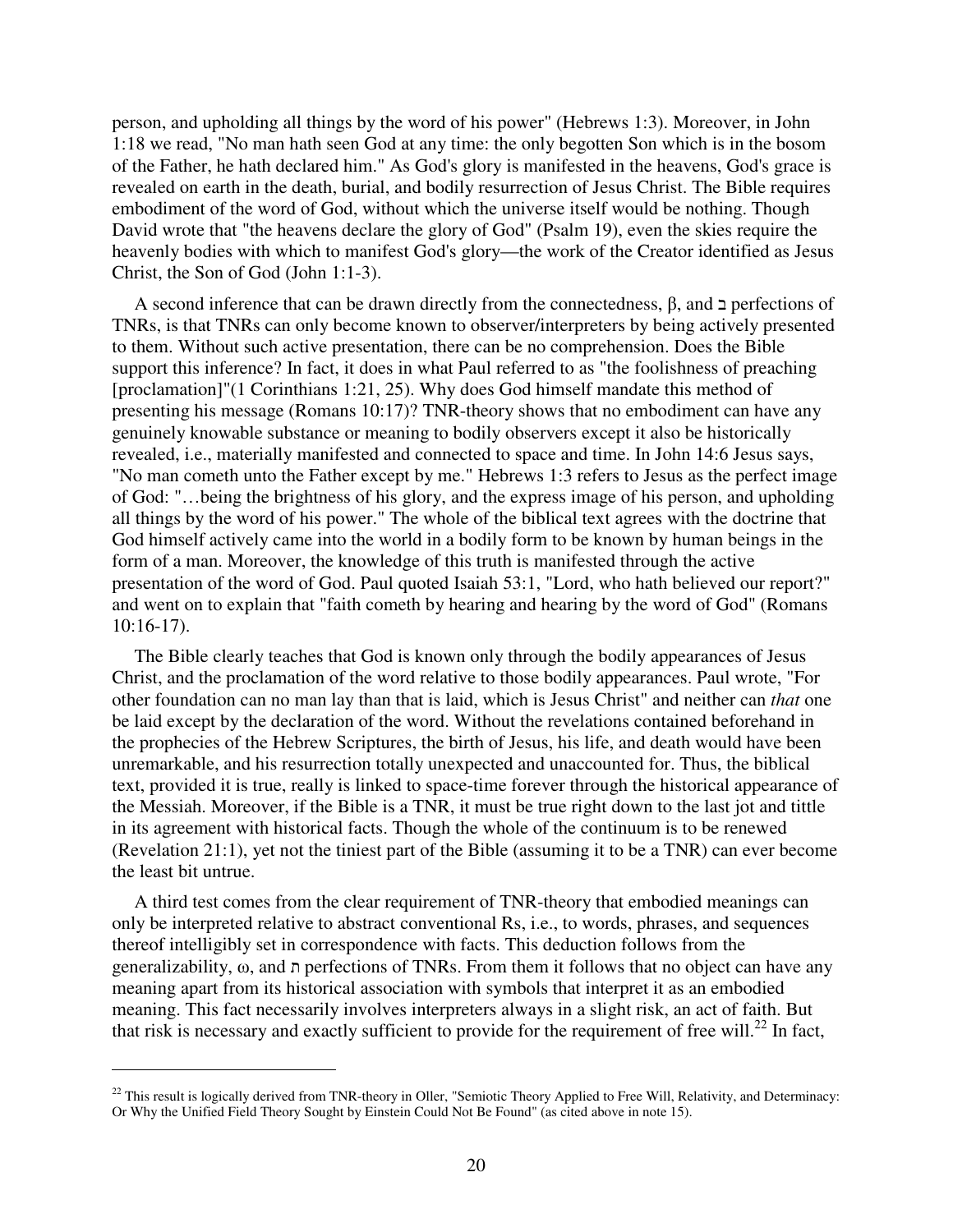person, and upholding all things by the word of his power" (Hebrews 1:3). Moreover, in John 1:18 we read, "No man hath seen God at any time: the only begotten Son which is in the bosom of the Father, he hath declared him." As God's glory is manifested in the heavens, God's grace is revealed on earth in the death, burial, and bodily resurrection of Jesus Christ. The Bible requires embodiment of the word of God, without which the universe itself would be nothing. Though David wrote that "the heavens declare the glory of God" (Psalm 19), even the skies require the heavenly bodies with which to manifest God's glory—the work of the Creator identified as Jesus Christ, the Son of God (John 1:1-3).

A second inference that can be drawn directly from the connectedness, β, and ב perfections of TNRs, is that TNRs can only become known to observer/interpreters by being actively presented to them. Without such active presentation, there can be no comprehension. Does the Bible support this inference? In fact, it does in what Paul referred to as "the foolishness of preaching [proclamation]"(1 Corinthians 1:21, 25). Why does God himself mandate this method of presenting his message (Romans 10:17)? TNR-theory shows that no embodiment can have any genuinely knowable substance or meaning to bodily observers except it also be historically revealed, i.e., materially manifested and connected to space and time. In John 14:6 Jesus says, "No man cometh unto the Father except by me." Hebrews 1:3 refers to Jesus as the perfect image of God: "…being the brightness of his glory, and the express image of his person, and upholding all things by the word of his power." The whole of the biblical text agrees with the doctrine that God himself actively came into the world in a bodily form to be known by human beings in the form of a man. Moreover, the knowledge of this truth is manifested through the active presentation of the word of God. Paul quoted Isaiah 53:1, "Lord, who hath believed our report?" and went on to explain that "faith cometh by hearing and hearing by the word of God" (Romans 10:16-17).

The Bible clearly teaches that God is known only through the bodily appearances of Jesus Christ, and the proclamation of the word relative to those bodily appearances. Paul wrote, "For other foundation can no man lay than that is laid, which is Jesus Christ" and neither can *that* one be laid except by the declaration of the word. Without the revelations contained beforehand in the prophecies of the Hebrew Scriptures, the birth of Jesus, his life, and death would have been unremarkable, and his resurrection totally unexpected and unaccounted for. Thus, the biblical text, provided it is true, really is linked to space-time forever through the historical appearance of the Messiah. Moreover, if the Bible is a TNR, it must be true right down to the last jot and tittle in its agreement with historical facts. Though the whole of the continuum is to be renewed (Revelation 21:1), yet not the tiniest part of the Bible (assuming it to be a TNR) can ever become the least bit untrue.

A third test comes from the clear requirement of TNR-theory that embodied meanings can only be interpreted relative to abstract conventional Rs, i.e., to words, phrases, and sequences thereof intelligibly set in correspondence with facts. This deduction follows from the generalizability, ω, and ת perfections of TNRs. From them it follows that no object can have any meaning apart from its historical association with symbols that interpret it as an embodied meaning. This fact necessarily involves interpreters always in a slight risk, an act of faith. But that risk is necessary and exactly sufficient to provide for the requirement of free will.[22] In fact,

---

[22] This result is logically derived from TNR-theory in Oller, "Semiotic Theory Applied to Free Will, Relativity, and Determinacy: Or Why the Unified Field Theory Sought by Einstein Could Not Be Found" (as cited above in note 15).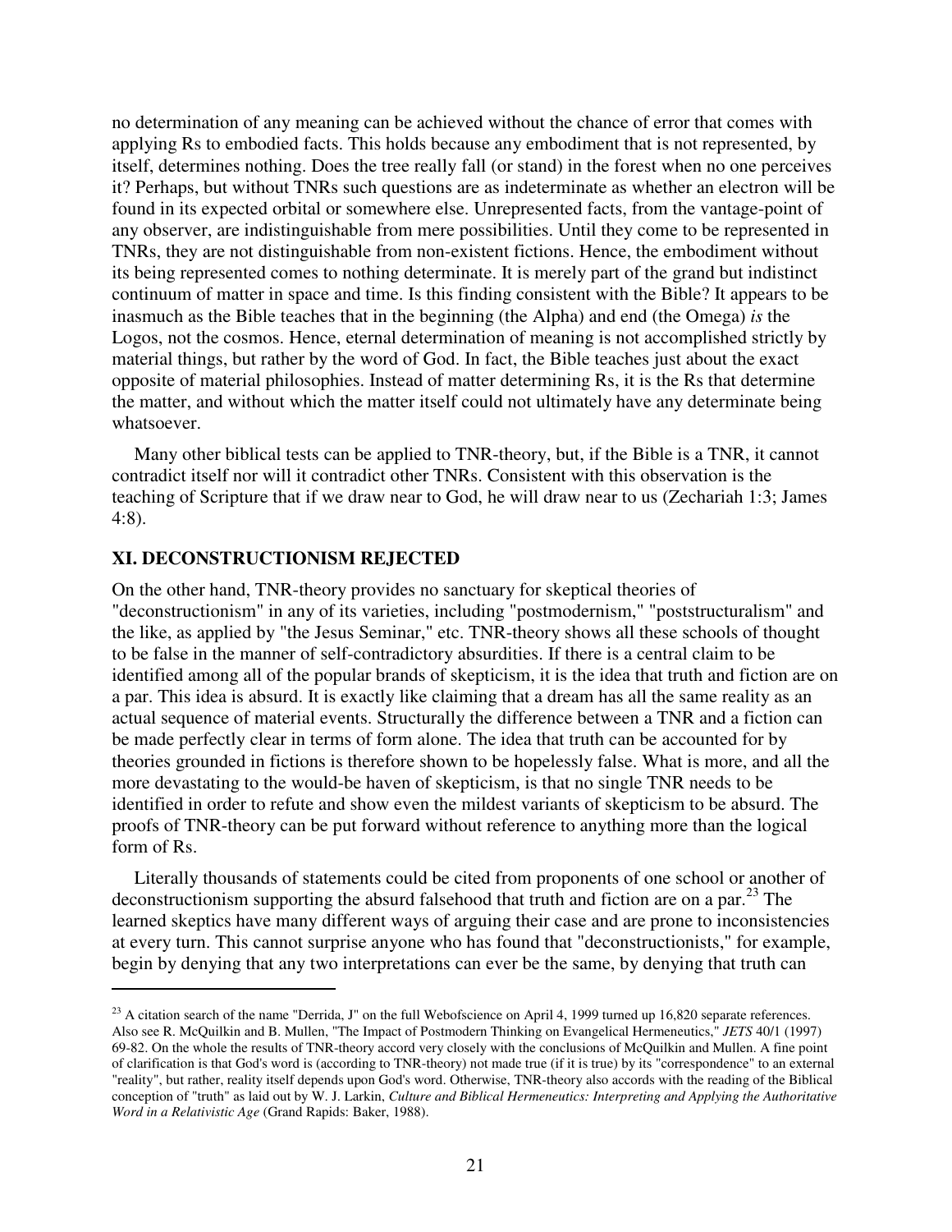no determination of any meaning can be achieved without the chance of error that comes with applying Rs to embodied facts. This holds because any embodiment that is not represented, by itself, determines nothing. Does the tree really fall (or stand) in the forest when no one perceives it? Perhaps, but without TNRs such questions are as indeterminate as whether an electron will be found in its expected orbital or somewhere else. Unrepresented facts, from the vantage-point of any observer, are indistinguishable from mere possibilities. Until they come to be represented in TNRs, they are not distinguishable from non-existent fictions. Hence, the embodiment without its being represented comes to nothing determinate. It is merely part of the grand but indistinct continuum of matter in space and time. Is this finding consistent with the Bible? It appears to be inasmuch as the Bible teaches that in the beginning (the Alpha) and end (the Omega) *is* the Logos, not the cosmos. Hence, eternal determination of meaning is not accomplished strictly by material things, but rather by the word of God. In fact, the Bible teaches just about the exact opposite of material philosophies. Instead of matter determining Rs, it is the Rs that determine the matter, and without which the matter itself could not ultimately have any determinate being whatsoever.

Many other biblical tests can be applied to TNR-theory, but, if the Bible is a TNR, it cannot contradict itself nor will it contradict other TNRs. Consistent with this observation is the teaching of Scripture that if we draw near to God, he will draw near to us (Zechariah 1:3; James 4:8).

## XI. DECONSTRUCTIONISM REJECTED

On the other hand, TNR-theory provides no sanctuary for skeptical theories of "deconstructionism" in any of its varieties, including "postmodernism," "poststructuralism" and the like, as applied by "the Jesus Seminar," etc. TNR-theory shows all these schools of thought to be false in the manner of self-contradictory absurdities. If there is a central claim to be identified among all of the popular brands of skepticism, it is the idea that truth and fiction are on a par. This idea is absurd. It is exactly like claiming that a dream has all the same reality as an actual sequence of material events. Structurally the difference between a TNR and a fiction can be made perfectly clear in terms of form alone. The idea that truth can be accounted for by theories grounded in fictions is therefore shown to be hopelessly false. What is more, and all the more devastating to the would-be haven of skepticism, is that no single TNR needs to be identified in order to refute and show even the mildest variants of skepticism to be absurd. The proofs of TNR-theory can be put forward without reference to anything more than the logical form of Rs.

Literally thousands of statements could be cited from proponents of one school or another of deconstructionism supporting the absurd falsehood that truth and fiction are on a par.[23] The learned skeptics have many different ways of arguing their case and are prone to inconsistencies at every turn. This cannot surprise anyone who has found that "deconstructionists," for example, begin by denying that any two interpretations can ever be the same, by denying that truth can

---

[23] A citation search of the name "Derrida, J" on the full Webofscience on April 4, 1999 turned up 16,820 separate references. Also see R. McQuilkin and B. Mullen, "The Impact of Postmodern Thinking on Evangelical Hermeneutics," *JETS* 40/1 (1997) 69-82. On the whole the results of TNR-theory accord very closely with the conclusions of McQuilkin and Mullen. A fine point of clarification is that God's word is (according to TNR-theory) not made true (if it is true) by its "correspondence" to an external "reality", but rather, reality itself depends upon God's word. Otherwise, TNR-theory also accords with the reading of the Biblical conception of "truth" as laid out by W. J. Larkin, *Culture and Biblical Hermeneutics: Interpreting and Applying the Authoritative Word in a Relativistic Age* (Grand Rapids: Baker, 1988).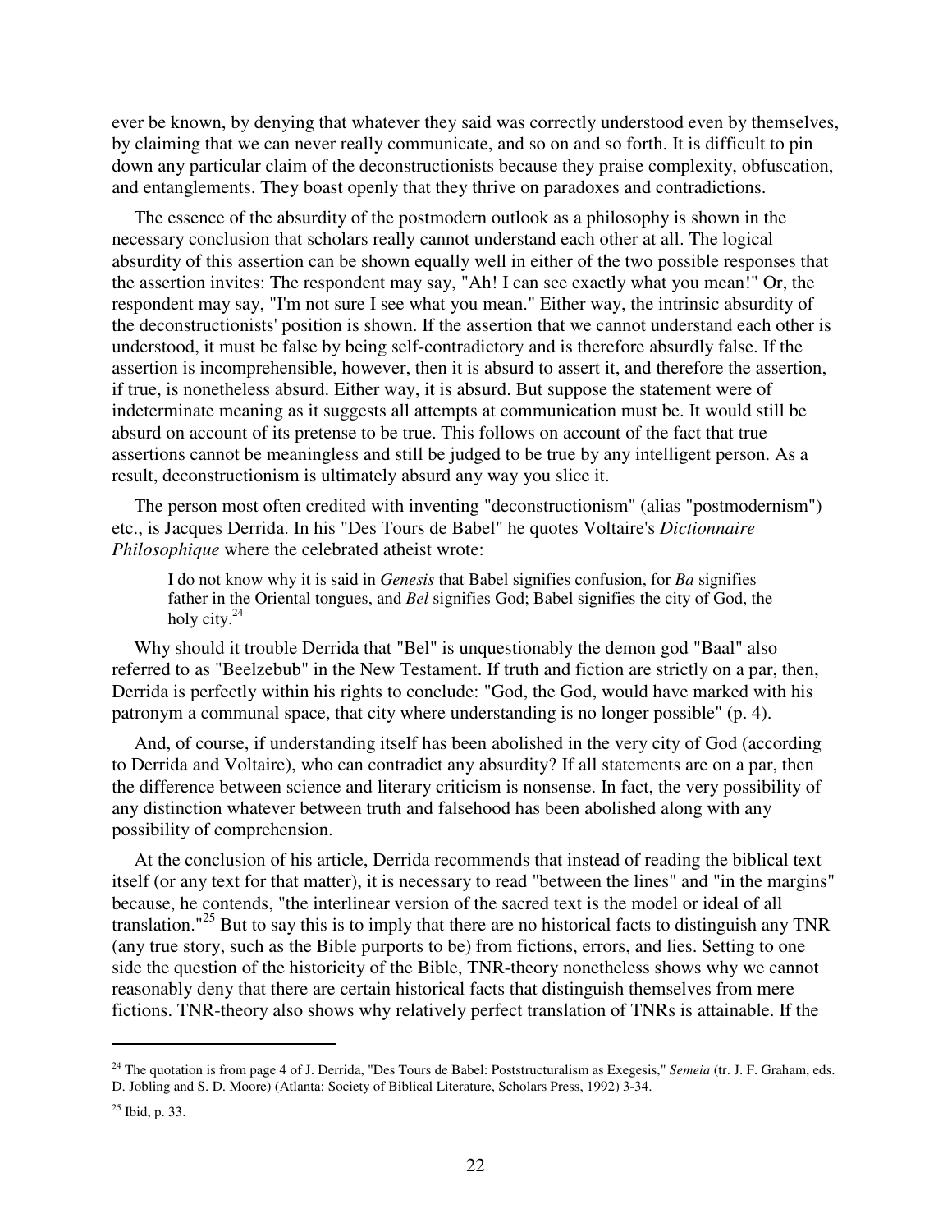ever be known, by denying that whatever they said was correctly understood even by themselves, by claiming that we can never really communicate, and so on and so forth. It is difficult to pin down any particular claim of the deconstructionists because they praise complexity, obfuscation, and entanglements. They boast openly that they thrive on paradoxes and contradictions.

The essence of the absurdity of the postmodern outlook as a philosophy is shown in the necessary conclusion that scholars really cannot understand each other at all. The logical absurdity of this assertion can be shown equally well in either of the two possible responses that the assertion invites: The respondent may say, "Ah! I can see exactly what you mean!" Or, the respondent may say, "I'm not sure I see what you mean." Either way, the intrinsic absurdity of the deconstructionists' position is shown. If the assertion that we cannot understand each other is understood, it must be false by being self-contradictory and is therefore absurdly false. If the assertion is incomprehensible, however, then it is absurd to assert it, and therefore the assertion, if true, is nonetheless absurd. Either way, it is absurd. But suppose the statement were of indeterminate meaning as it suggests all attempts at communication must be. It would still be absurd on account of its pretense to be true. This follows on account of the fact that true assertions cannot be meaningless and still be judged to be true by any intelligent person. As a result, deconstructionism is ultimately absurd any way you slice it.

The person most often credited with inventing "deconstructionism" (alias "postmodernism") etc., is Jacques Derrida. In his "Des Tours de Babel" he quotes Voltaire's *Dictionnaire Philosophique* where the celebrated atheist wrote:

> I do not know why it is said in *Genesis* that Babel signifies confusion, for *Ba* signifies father in the Oriental tongues, and *Bel* signifies God; Babel signifies the city of God, the holy city.[24]

Why should it trouble Derrida that "Bel" is unquestionably the demon god "Baal" also referred to as "Beelzebub" in the New Testament. If truth and fiction are strictly on a par, then, Derrida is perfectly within his rights to conclude: "God, the God, would have marked with his patronym a communal space, that city where understanding is no longer possible" (p. 4).

And, of course, if understanding itself has been abolished in the very city of God (according to Derrida and Voltaire), who can contradict any absurdity? If all statements are on a par, then the difference between science and literary criticism is nonsense. In fact, the very possibility of any distinction whatever between truth and falsehood has been abolished along with any possibility of comprehension.

At the conclusion of his article, Derrida recommends that instead of reading the biblical text itself (or any text for that matter), it is necessary to read "between the lines" and "in the margins" because, he contends, "the interlinear version of the sacred text is the model or ideal of all translation."[25] But to say this is to imply that there are no historical facts to distinguish any TNR (any true story, such as the Bible purports to be) from fictions, errors, and lies. Setting to one side the question of the historicity of the Bible, TNR-theory nonetheless shows why we cannot reasonably deny that there are certain historical facts that distinguish themselves from mere fictions. TNR-theory also shows why relatively perfect translation of TNRs is attainable. If the

---

[24] The quotation is from page 4 of J. Derrida, "Des Tours de Babel: Poststructuralism as Exegesis," *Semeia* (tr. J. F. Graham, eds. D. Jobling and S. D. Moore) (Atlanta: Society of Biblical Literature, Scholars Press, 1992) 3-34.

[25] Ibid, p. 33.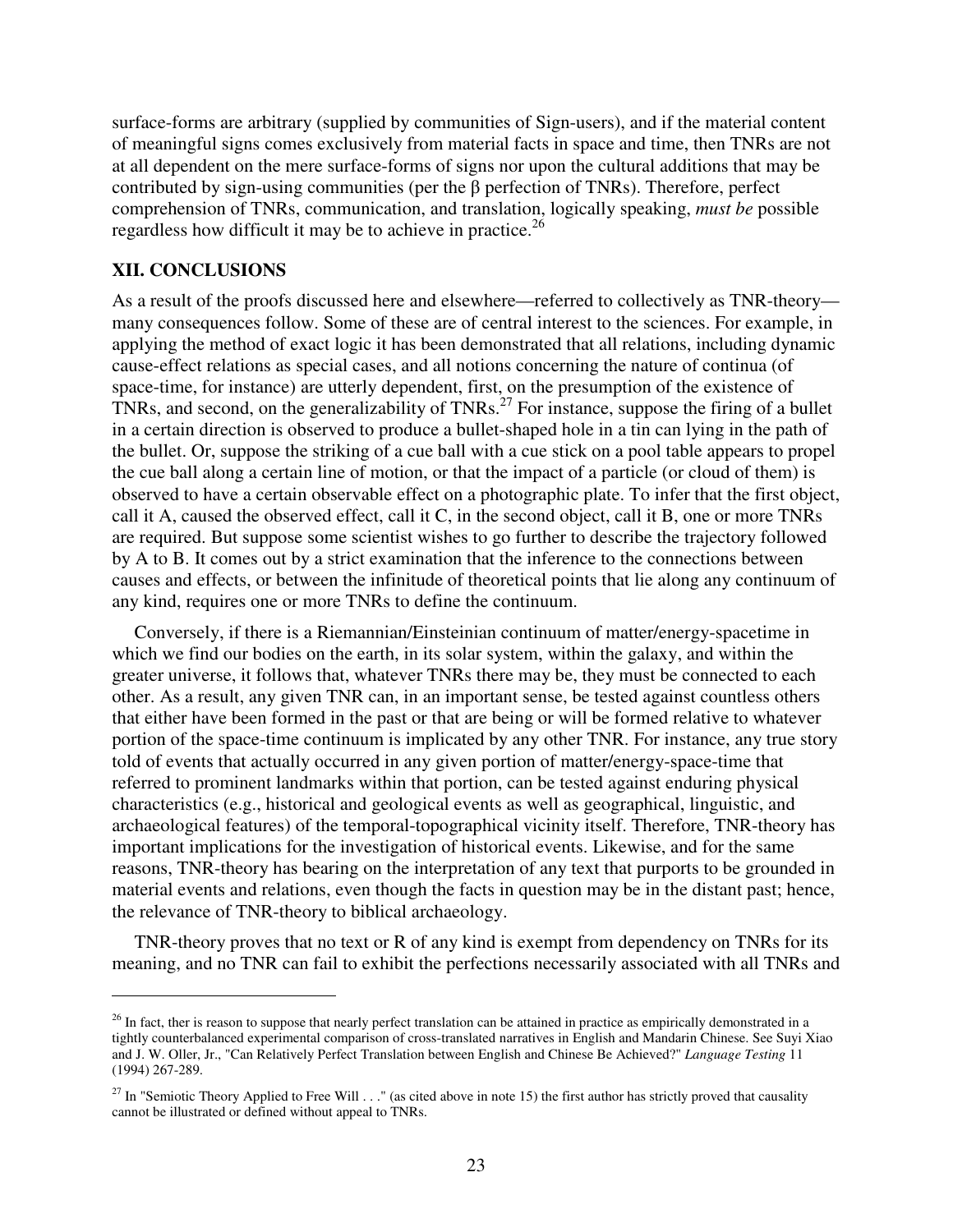surface-forms are arbitrary (supplied by communities of Sign-users), and if the material content of meaningful signs comes exclusively from material facts in space and time, then TNRs are not at all dependent on the mere surface-forms of signs nor upon the cultural additions that may be contributed by sign-using communities (per the β perfection of TNRs). Therefore, perfect comprehension of TNRs, communication, and translation, logically speaking, *must be* possible regardless how difficult it may be to achieve in practice.[26]

## XII. CONCLUSIONS

As a result of the proofs discussed here and elsewhere—referred to collectively as TNR-theory—many consequences follow. Some of these are of central interest to the sciences. For example, in applying the method of exact logic it has been demonstrated that all relations, including dynamic cause-effect relations as special cases, and all notions concerning the nature of continua (of space-time, for instance) are utterly dependent, first, on the presumption of the existence of TNRs, and second, on the generalizability of TNRs.[27] For instance, suppose the firing of a bullet in a certain direction is observed to produce a bullet-shaped hole in a tin can lying in the path of the bullet. Or, suppose the striking of a cue ball with a cue stick on a pool table appears to propel the cue ball along a certain line of motion, or that the impact of a particle (or cloud of them) is observed to have a certain observable effect on a photographic plate. To infer that the first object, call it A, caused the observed effect, call it C, in the second object, call it B, one or more TNRs are required. But suppose some scientist wishes to go further to describe the trajectory followed by A to B. It comes out by a strict examination that the inference to the connections between causes and effects, or between the infinitude of theoretical points that lie along any continuum of any kind, requires one or more TNRs to define the continuum.

Conversely, if there is a Riemannian/Einsteinian continuum of matter/energy-spacetime in which we find our bodies on the earth, in its solar system, within the galaxy, and within the greater universe, it follows that, whatever TNRs there may be, they must be connected to each other. As a result, any given TNR can, in an important sense, be tested against countless others that either have been formed in the past or that are being or will be formed relative to whatever portion of the space-time continuum is implicated by any other TNR. For instance, any true story told of events that actually occurred in any given portion of matter/energy-space-time that referred to prominent landmarks within that portion, can be tested against enduring physical characteristics (e.g., historical and geological events as well as geographical, linguistic, and archaeological features) of the temporal-topographical vicinity itself. Therefore, TNR-theory has important implications for the investigation of historical events. Likewise, and for the same reasons, TNR-theory has bearing on the interpretation of any text that purports to be grounded in material events and relations, even though the facts in question may be in the distant past; hence, the relevance of TNR-theory to biblical archaeology.

TNR-theory proves that no text or R of any kind is exempt from dependency on TNRs for its meaning, and no TNR can fail to exhibit the perfections necessarily associated with all TNRs and

---

[26] In fact, ther is reason to suppose that nearly perfect translation can be attained in practice as empirically demonstrated in a tightly counterbalanced experimental comparison of cross-translated narratives in English and Mandarin Chinese. See Suyi Xiao and J. W. Oller, Jr., "Can Relatively Perfect Translation between English and Chinese Be Achieved?" *Language Testing* 11 (1994) 267-289.

[27] In "Semiotic Theory Applied to Free Will . . ." (as cited above in note 15) the first author has strictly proved that causality cannot be illustrated or defined without appeal to TNRs.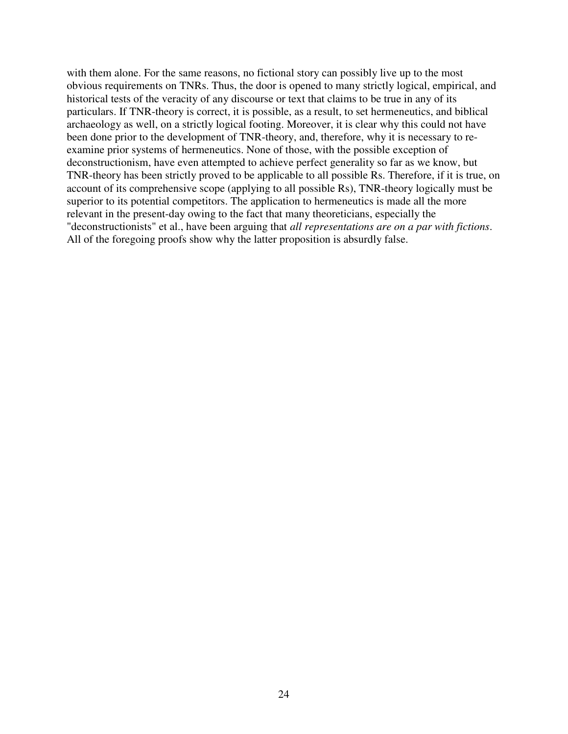with them alone. For the same reasons, no fictional story can possibly live up to the most obvious requirements on TNRs. Thus, the door is opened to many strictly logical, empirical, and historical tests of the veracity of any discourse or text that claims to be true in any of its particulars. If TNR-theory is correct, it is possible, as a result, to set hermeneutics, and biblical archaeology as well, on a strictly logical footing. Moreover, it is clear why this could not have been done prior to the development of TNR-theory, and, therefore, why it is necessary to re-examine prior systems of hermeneutics. None of those, with the possible exception of deconstructionism, have even attempted to achieve perfect generality so far as we know, but TNR-theory has been strictly proved to be applicable to all possible Rs. Therefore, if it is true, on account of its comprehensive scope (applying to all possible Rs), TNR-theory logically must be superior to its potential competitors. The application to hermeneutics is made all the more relevant in the present-day owing to the fact that many theoreticians, especially the "deconstructionists" et al., have been arguing that *all representations are on a par with fictions*. All of the foregoing proofs show why the latter proposition is absurdly false.